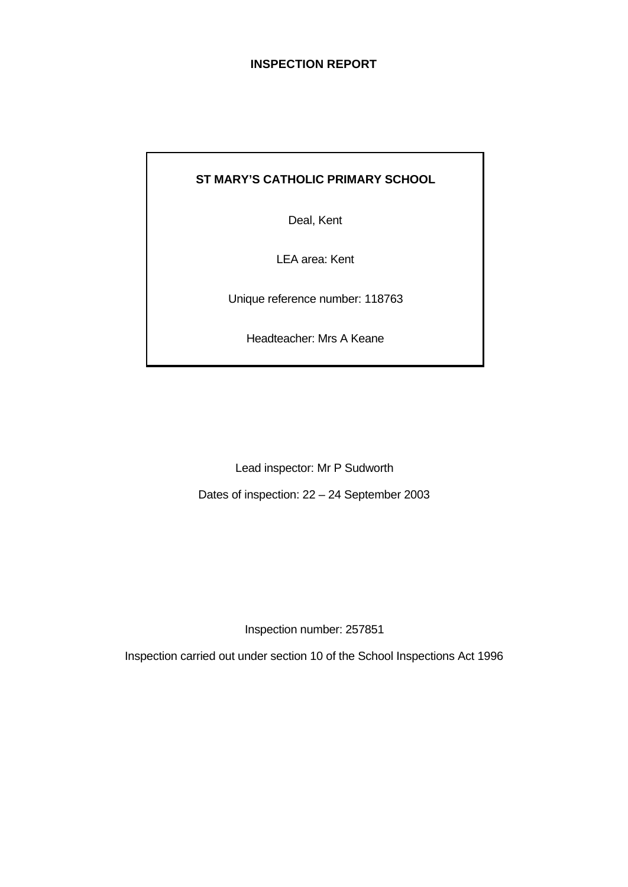# INSPECTION REPORT

**ST MARY'S CATHOLIC PRIMARY SCHOOL**

Deal, Kent

LEA area: Kent

Unique reference number: 118763

Headteacher: Mrs A Keane

Lead inspector: Mr P Sudworth

Dates of inspection: 22 – 24 September 2003

Inspection number: 257851

Inspection carried out under section 10 of the School Inspections Act 1996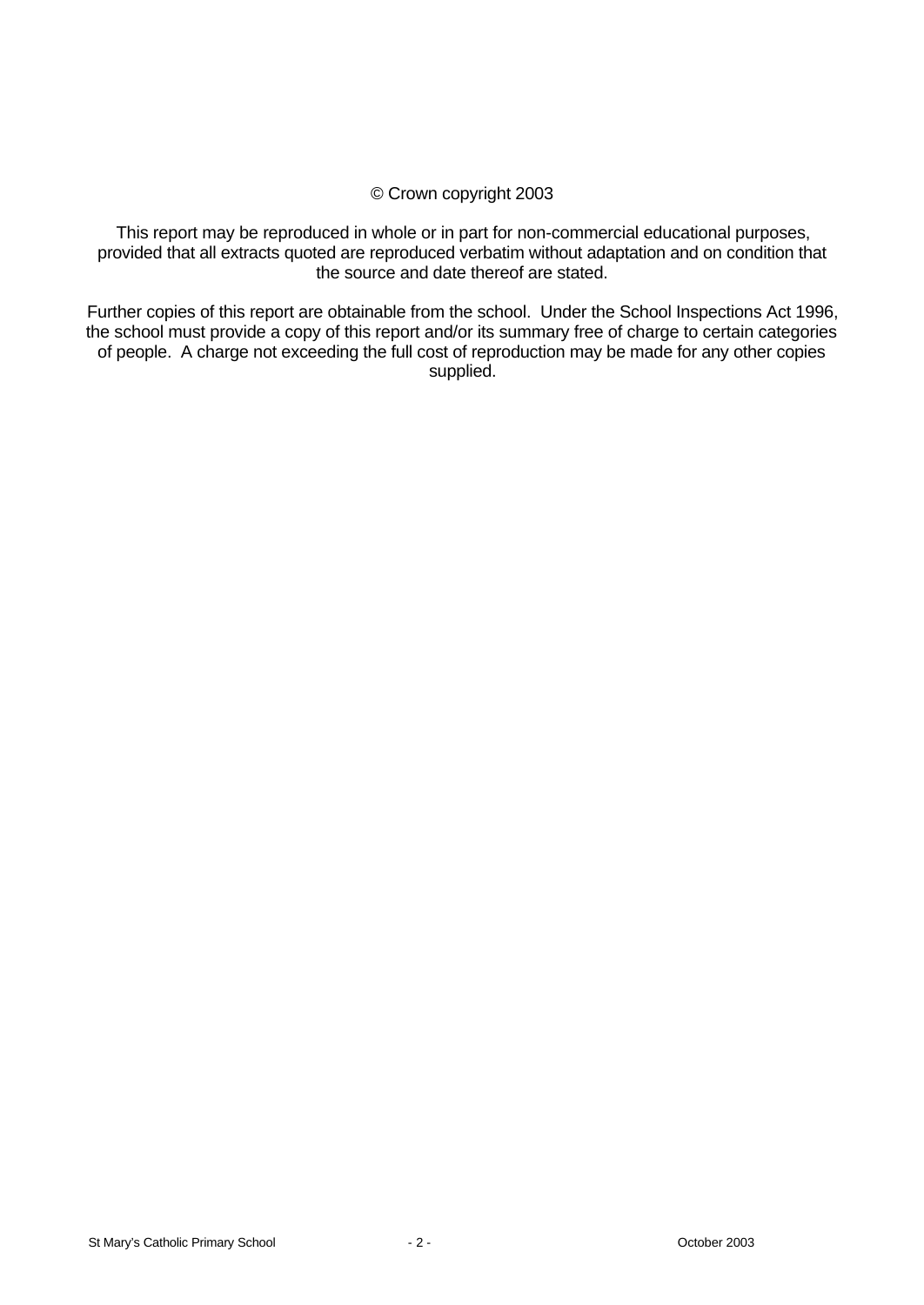© Crown copyright 2003

This report may be reproduced in whole or in part for non-commercial educational purposes, provided that all extracts quoted are reproduced verbatim without adaptation and on condition that the source and date thereof are stated.

Further copies of this report are obtainable from the school. Under the School Inspections Act 1996, the school must provide a copy of this report and/or its summary free of charge to certain categories of people. A charge not exceeding the full cost of reproduction may be made for any other copies supplied.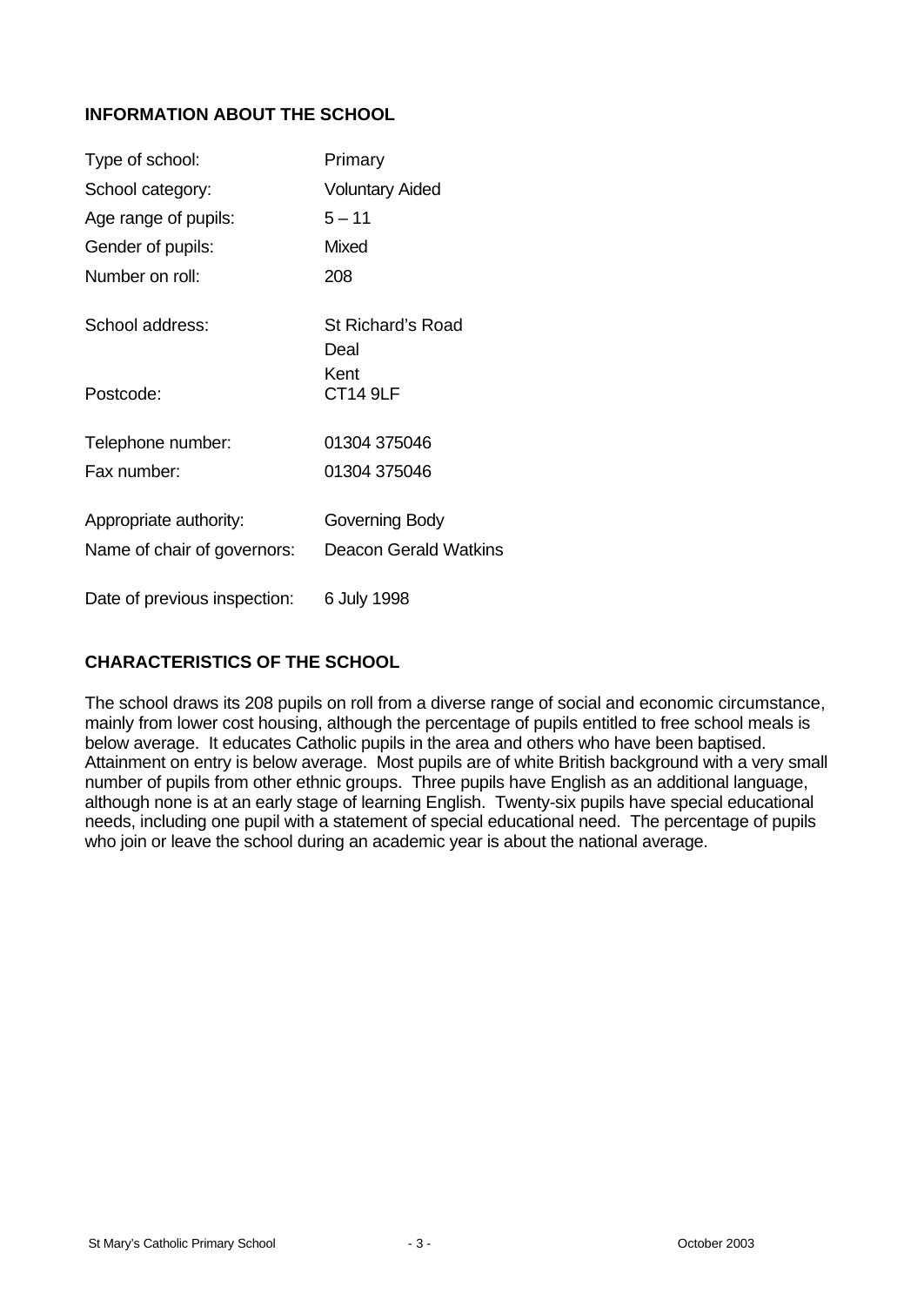## INFORMATION ABOUT THE SCHOOL

| | |
|---|---|
| Type of school: | Primary |
| School category: | Voluntary Aided |
| Age range of pupils: | 5 – 11 |
| Gender of pupils: | Mixed |
| Number on roll: | 208 |
| School address: | St Richard's Road<br>Deal<br>Kent |
| Postcode: | CT14 9LF |
| Telephone number: | 01304 375046 |
| Fax number: | 01304 375046 |
| Appropriate authority: | Governing Body |
| Name of chair of governors: | Deacon Gerald Watkins |
| Date of previous inspection: | 6 July 1998 |

## CHARACTERISTICS OF THE SCHOOL

The school draws its 208 pupils on roll from a diverse range of social and economic circumstance, mainly from lower cost housing, although the percentage of pupils entitled to free school meals is below average. It educates Catholic pupils in the area and others who have been baptised. Attainment on entry is below average. Most pupils are of white British background with a very small number of pupils from other ethnic groups. Three pupils have English as an additional language, although none is at an early stage of learning English. Twenty-six pupils have special educational needs, including one pupil with a statement of special educational need. The percentage of pupils who join or leave the school during an academic year is about the national average.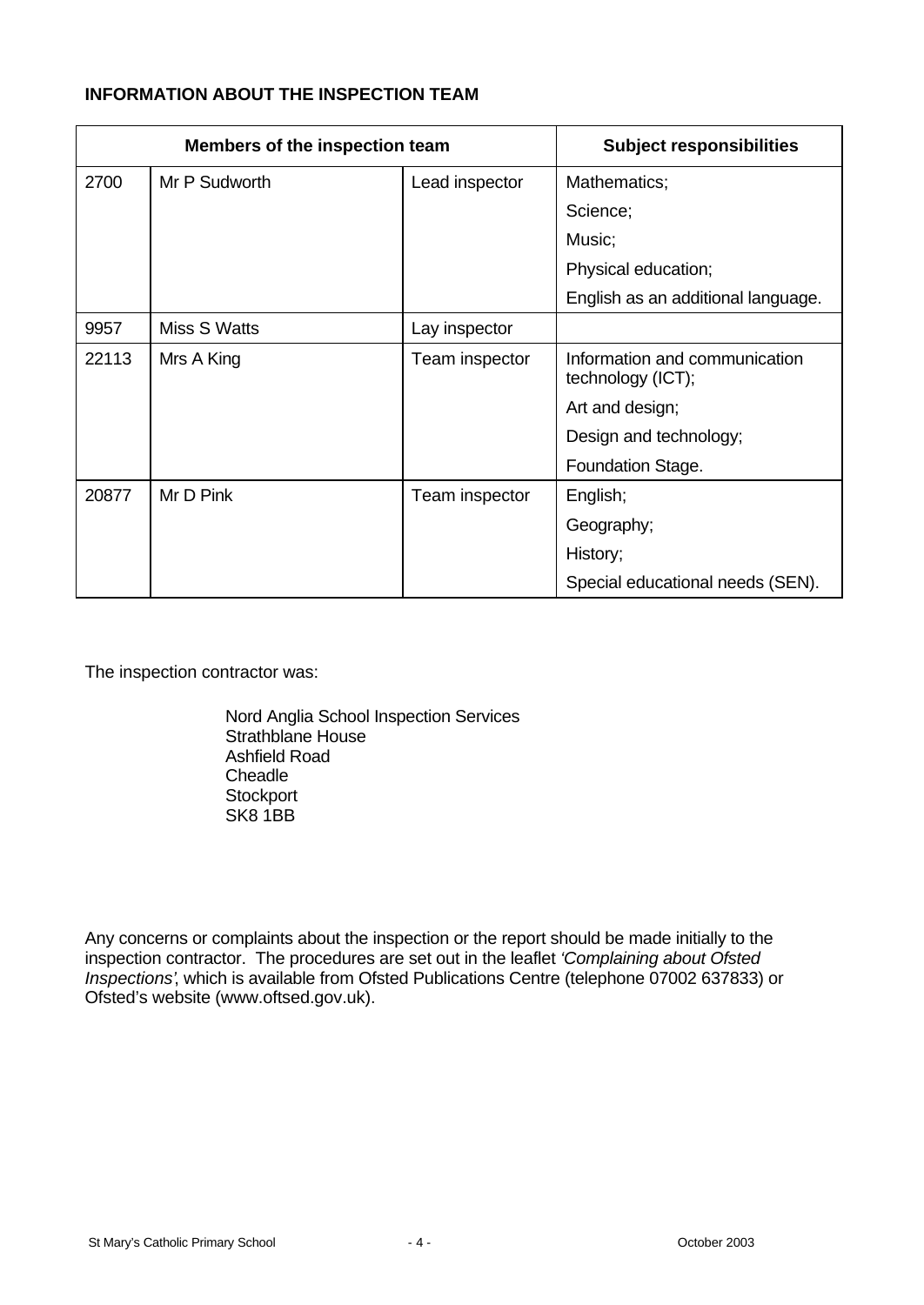**INFORMATION ABOUT THE INSPECTION TEAM**

| Members of the inspection team | | | Subject responsibilities |
|---|---|---|---|
| 2700 | Mr P Sudworth | Lead inspector | Mathematics; Science; Music; Physical education; English as an additional language. |
| 9957 | Miss S Watts | Lay inspector | |
| 22113 | Mrs A King | Team inspector | Information and communication technology (ICT); Art and design; Design and technology; Foundation Stage. |
| 20877 | Mr D Pink | Team inspector | English; Geography; History; Special educational needs (SEN). |

The inspection contractor was:

Nord Anglia School Inspection Services
Strathblane House
Ashfield Road
Cheadle
Stockport
SK8 1BB

Any concerns or complaints about the inspection or the report should be made initially to the inspection contractor. The procedures are set out in the leaflet *'Complaining about Ofsted Inspections'*, which is available from Ofsted Publications Centre (telephone 07002 637833) or Ofsted's website (www.oftsed.gov.uk).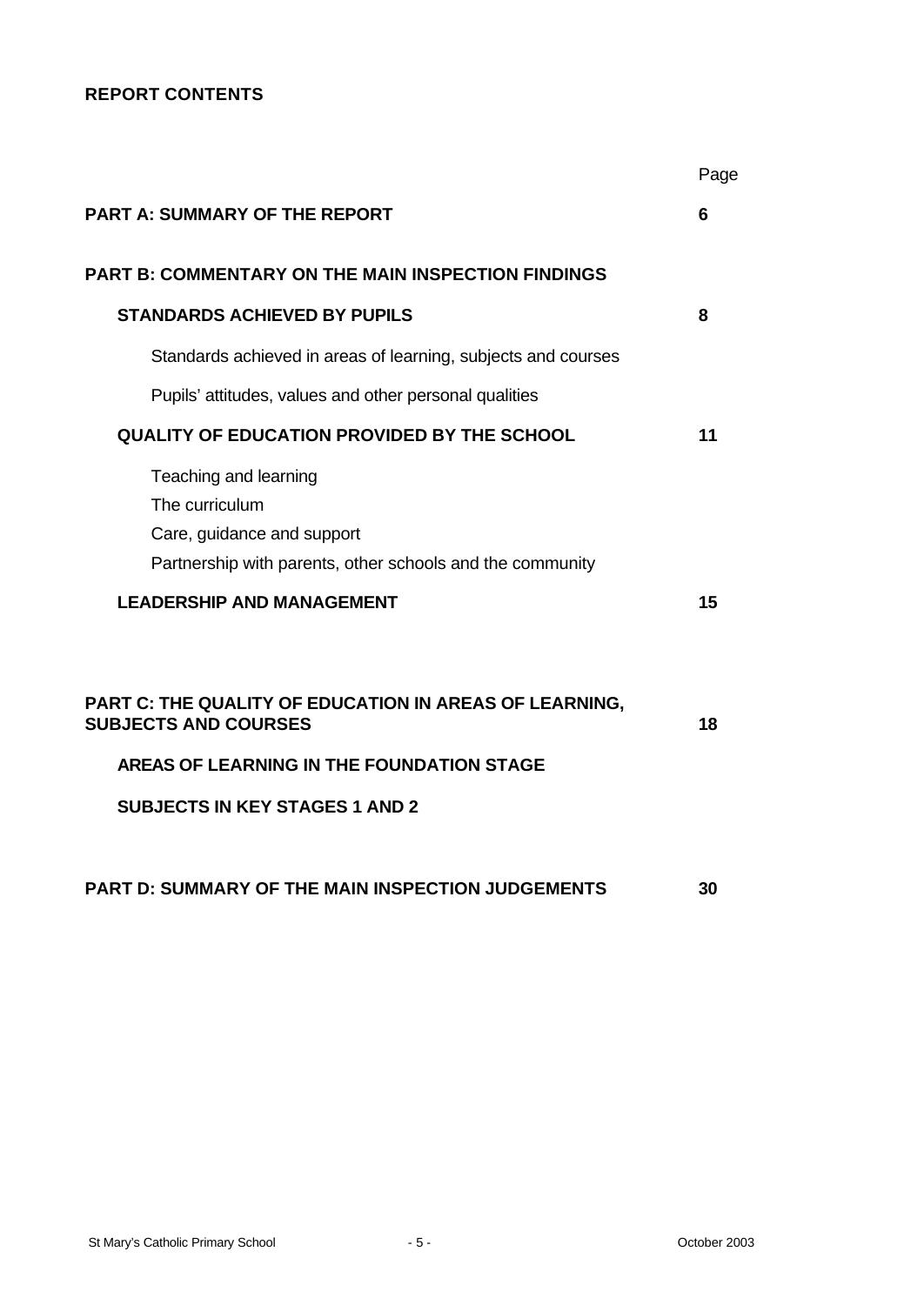## REPORT CONTENTS

| | Page |
|---|---|
| **PART A: SUMMARY OF THE REPORT** | **6** |
| **PART B: COMMENTARY ON THE MAIN INSPECTION FINDINGS** | |
| **STANDARDS ACHIEVED BY PUPILS** | **8** |
| Standards achieved in areas of learning, subjects and courses | |
| Pupils' attitudes, values and other personal qualities | |
| **QUALITY OF EDUCATION PROVIDED BY THE SCHOOL** | **11** |
| Teaching and learning | |
| The curriculum | |
| Care, guidance and support | |
| Partnership with parents, other schools and the community | |
| **LEADERSHIP AND MANAGEMENT** | **15** |
| **PART C: THE QUALITY OF EDUCATION IN AREAS OF LEARNING, SUBJECTS AND COURSES** | **18** |
| **AREAS OF LEARNING IN THE FOUNDATION STAGE** | |
| **SUBJECTS IN KEY STAGES 1 AND 2** | |
| **PART D: SUMMARY OF THE MAIN INSPECTION JUDGEMENTS** | **30** |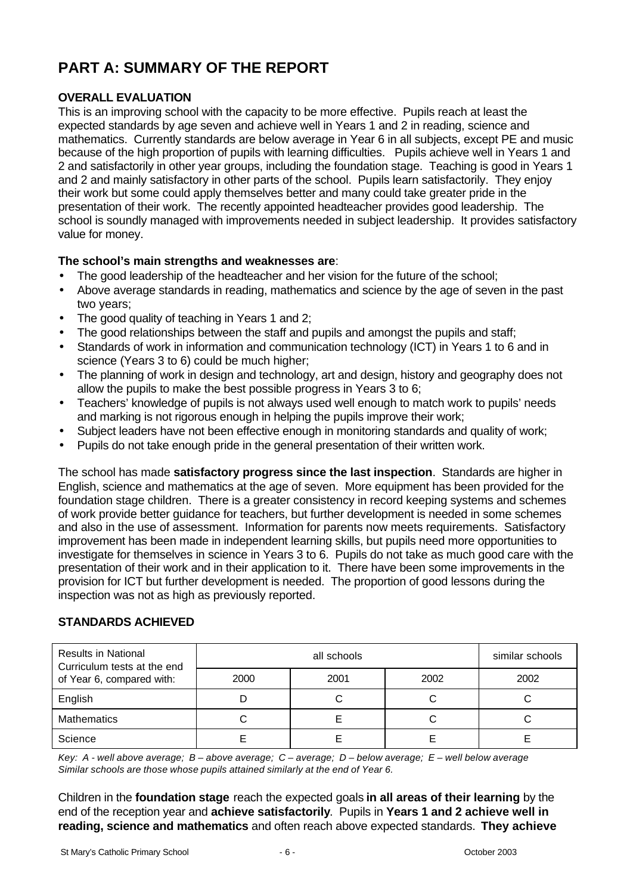# PART A: SUMMARY OF THE REPORT

### OVERALL EVALUATION

This is an improving school with the capacity to be more effective. Pupils reach at least the expected standards by age seven and achieve well in Years 1 and 2 in reading, science and mathematics. Currently standards are below average in Year 6 in all subjects, except PE and music because of the high proportion of pupils with learning difficulties. Pupils achieve well in Years 1 and 2 and satisfactorily in other year groups, including the foundation stage. Teaching is good in Years 1 and 2 and mainly satisfactory in other parts of the school. Pupils learn satisfactorily. They enjoy their work but some could apply themselves better and many could take greater pride in the presentation of their work. The recently appointed headteacher provides good leadership. The school is soundly managed with improvements needed in subject leadership. It provides satisfactory value for money.

**The school's main strengths and weaknesses are**:

- The good leadership of the headteacher and her vision for the future of the school;
- Above average standards in reading, mathematics and science by the age of seven in the past two years;
- The good quality of teaching in Years 1 and 2;
- The good relationships between the staff and pupils and amongst the pupils and staff;
- Standards of work in information and communication technology (ICT) in Years 1 to 6 and in science (Years 3 to 6) could be much higher;
- The planning of work in design and technology, art and design, history and geography does not allow the pupils to make the best possible progress in Years 3 to 6;
- Teachers' knowledge of pupils is not always used well enough to match work to pupils' needs and marking is not rigorous enough in helping the pupils improve their work;
- Subject leaders have not been effective enough in monitoring standards and quality of work;
- Pupils do not take enough pride in the general presentation of their written work.

The school has made **satisfactory progress since the last inspection**. Standards are higher in English, science and mathematics at the age of seven. More equipment has been provided for the foundation stage children. There is a greater consistency in record keeping systems and schemes of work provide better guidance for teachers, but further development is needed in some schemes and also in the use of assessment. Information for parents now meets requirements. Satisfactory improvement has been made in independent learning skills, but pupils need more opportunities to investigate for themselves in science in Years 3 to 6. Pupils do not take as much good care with the presentation of their work and in their application to it. There have been some improvements in the provision for ICT but further development is needed. The proportion of good lessons during the inspection was not as high as previously reported.

### STANDARDS ACHIEVED

| Results in National Curriculum tests at the end of Year 6, compared with: | all schools | | | similar schools |
|---|---|---|---|---|
| | 2000 | 2001 | 2002 | 2002 |
| English | D | C | C | C |
| Mathematics | C | E | C | C |
| Science | E | E | E | E |

*Key: A - well above average; B – above average; C – average; D – below average; E – well below average*
*Similar schools are those whose pupils attained similarly at the end of Year 6.*

Children in the **foundation stage** reach the expected goals **in all areas of their learning** by the end of the reception year and **achieve satisfactorily**. Pupils in **Years 1 and 2 achieve well in reading, science and mathematics** and often reach above expected standards. **They achieve**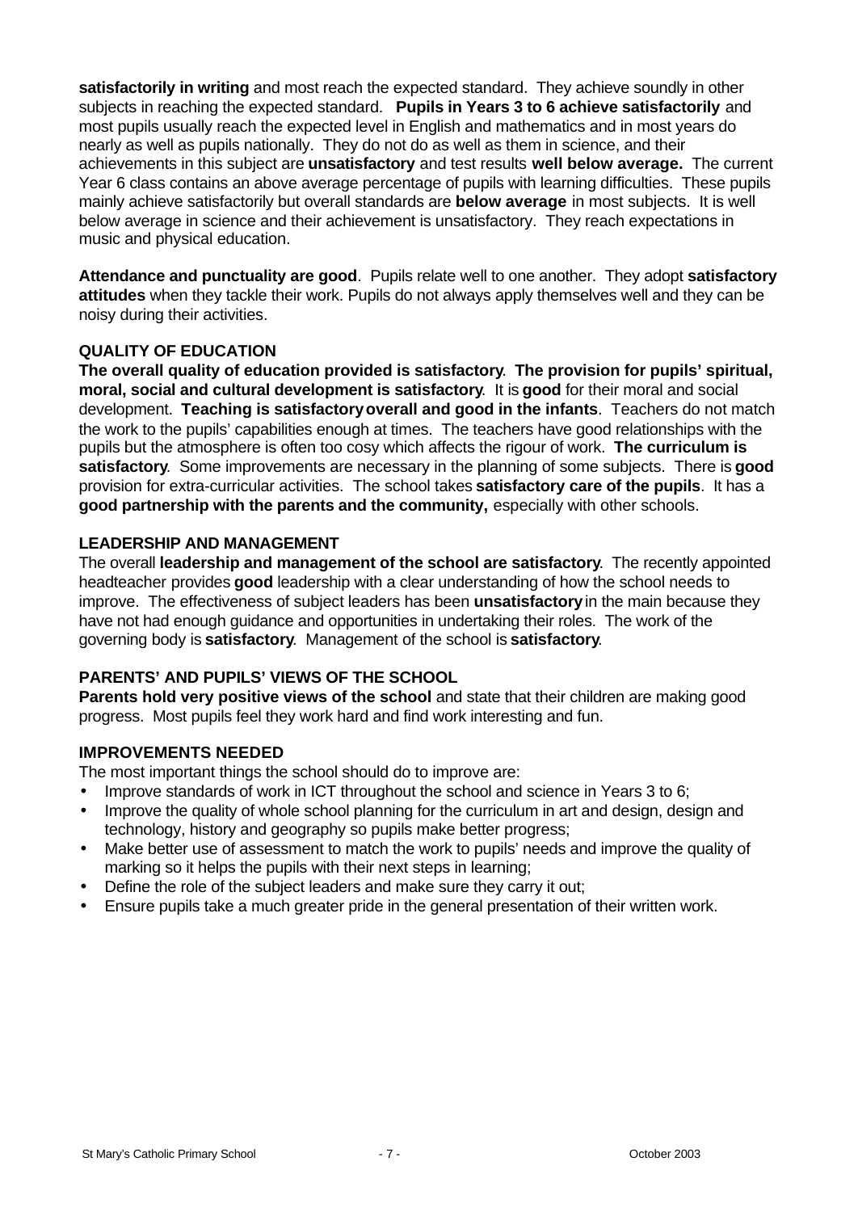**satisfactorily in writing** and most reach the expected standard. They achieve soundly in other subjects in reaching the expected standard. **Pupils in Years 3 to 6 achieve satisfactorily** and most pupils usually reach the expected level in English and mathematics and in most years do nearly as well as pupils nationally. They do not do as well as them in science, and their achievements in this subject are **unsatisfactory** and test results **well below average.** The current Year 6 class contains an above average percentage of pupils with learning difficulties. These pupils mainly achieve satisfactorily but overall standards are **below average** in most subjects. It is well below average in science and their achievement is unsatisfactory. They reach expectations in music and physical education.

**Attendance and punctuality are good**. Pupils relate well to one another. They adopt **satisfactory attitudes** when they tackle their work. Pupils do not always apply themselves well and they can be noisy during their activities.

### QUALITY OF EDUCATION

**The overall quality of education provided is satisfactory**. **The provision for pupils' spiritual, moral, social and cultural development is satisfactory**. It is **good** for their moral and social development. **Teaching is satisfactory overall and good in the infants**. Teachers do not match the work to the pupils' capabilities enough at times. The teachers have good relationships with the pupils but the atmosphere is often too cosy which affects the rigour of work. **The curriculum is satisfactory**. Some improvements are necessary in the planning of some subjects. There is **good** provision for extra-curricular activities. The school takes **satisfactory care of the pupils**. It has a **good partnership with the parents and the community,** especially with other schools.

### LEADERSHIP AND MANAGEMENT

The overall **leadership and management of the school are satisfactory**. The recently appointed headteacher provides **good** leadership with a clear understanding of how the school needs to improve. The effectiveness of subject leaders has been **unsatisfactory** in the main because they have not had enough guidance and opportunities in undertaking their roles. The work of the governing body is **satisfactory**. Management of the school is **satisfactory**.

### PARENTS' AND PUPILS' VIEWS OF THE SCHOOL

**Parents hold very positive views of the school** and state that their children are making good progress. Most pupils feel they work hard and find work interesting and fun.

### IMPROVEMENTS NEEDED

The most important things the school should do to improve are:

- Improve standards of work in ICT throughout the school and science in Years 3 to 6;
- Improve the quality of whole school planning for the curriculum in art and design, design and technology, history and geography so pupils make better progress;
- Make better use of assessment to match the work to pupils' needs and improve the quality of marking so it helps the pupils with their next steps in learning;
- Define the role of the subject leaders and make sure they carry it out;
- Ensure pupils take a much greater pride in the general presentation of their written work.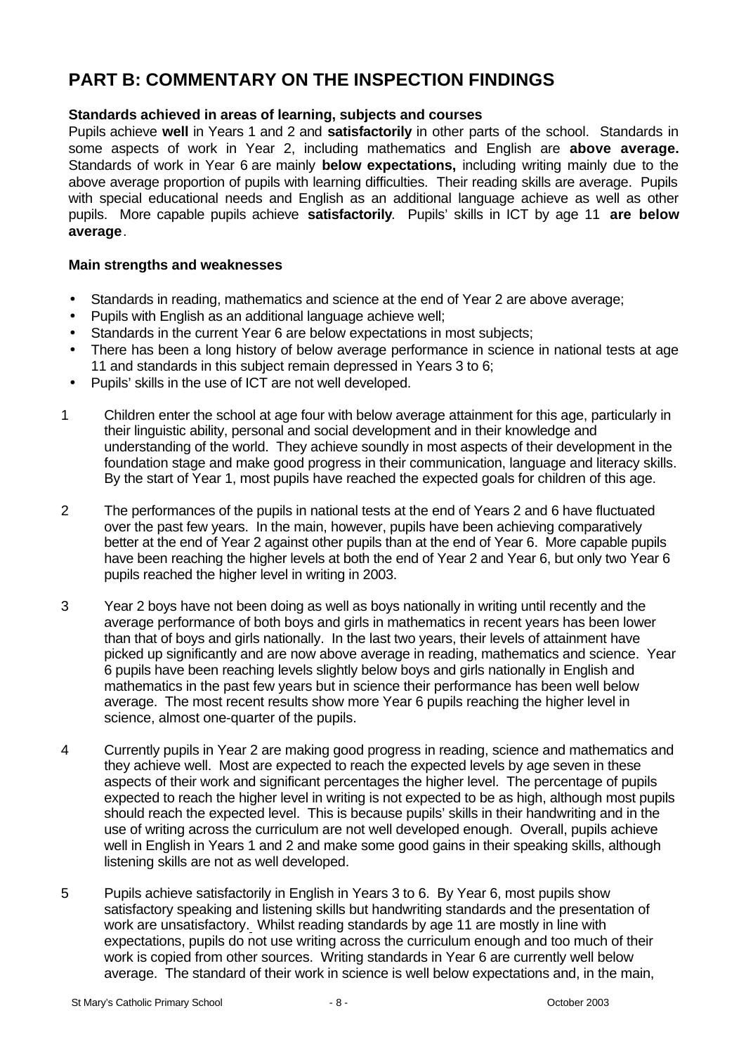# PART B: COMMENTARY ON THE INSPECTION FINDINGS

**Standards achieved in areas of learning, subjects and courses**

Pupils achieve **well** in Years 1 and 2 and **satisfactorily** in other parts of the school. Standards in some aspects of work in Year 2, including mathematics and English are **above average.** Standards of work in Year 6 are mainly **below expectations,** including writing mainly due to the above average proportion of pupils with learning difficulties. Their reading skills are average. Pupils with special educational needs and English as an additional language achieve as well as other pupils. More capable pupils achieve **satisfactorily**. Pupils' skills in ICT by age 11 **are below average**.

**Main strengths and weaknesses**

- Standards in reading, mathematics and science at the end of Year 2 are above average;
- Pupils with English as an additional language achieve well;
- Standards in the current Year 6 are below expectations in most subjects;
- There has been a long history of below average performance in science in national tests at age 11 and standards in this subject remain depressed in Years 3 to 6;
- Pupils' skills in the use of ICT are not well developed.

1 Children enter the school at age four with below average attainment for this age, particularly in their linguistic ability, personal and social development and in their knowledge and understanding of the world. They achieve soundly in most aspects of their development in the foundation stage and make good progress in their communication, language and literacy skills. By the start of Year 1, most pupils have reached the expected goals for children of this age.

2 The performances of the pupils in national tests at the end of Years 2 and 6 have fluctuated over the past few years. In the main, however, pupils have been achieving comparatively better at the end of Year 2 against other pupils than at the end of Year 6. More capable pupils have been reaching the higher levels at both the end of Year 2 and Year 6, but only two Year 6 pupils reached the higher level in writing in 2003.

3 Year 2 boys have not been doing as well as boys nationally in writing until recently and the average performance of both boys and girls in mathematics in recent years has been lower than that of boys and girls nationally. In the last two years, their levels of attainment have picked up significantly and are now above average in reading, mathematics and science. Year 6 pupils have been reaching levels slightly below boys and girls nationally in English and mathematics in the past few years but in science their performance has been well below average. The most recent results show more Year 6 pupils reaching the higher level in science, almost one-quarter of the pupils.

4 Currently pupils in Year 2 are making good progress in reading, science and mathematics and they achieve well. Most are expected to reach the expected levels by age seven in these aspects of their work and significant percentages the higher level. The percentage of pupils expected to reach the higher level in writing is not expected to be as high, although most pupils should reach the expected level. This is because pupils' skills in their handwriting and in the use of writing across the curriculum are not well developed enough. Overall, pupils achieve well in English in Years 1 and 2 and make some good gains in their speaking skills, although listening skills are not as well developed.

5 Pupils achieve satisfactorily in English in Years 3 to 6. By Year 6, most pupils show satisfactory speaking and listening skills but handwriting standards and the presentation of work are unsatisfactory. Whilst reading standards by age 11 are mostly in line with expectations, pupils do not use writing across the curriculum enough and too much of their work is copied from other sources. Writing standards in Year 6 are currently well below average. The standard of their work in science is well below expectations and, in the main,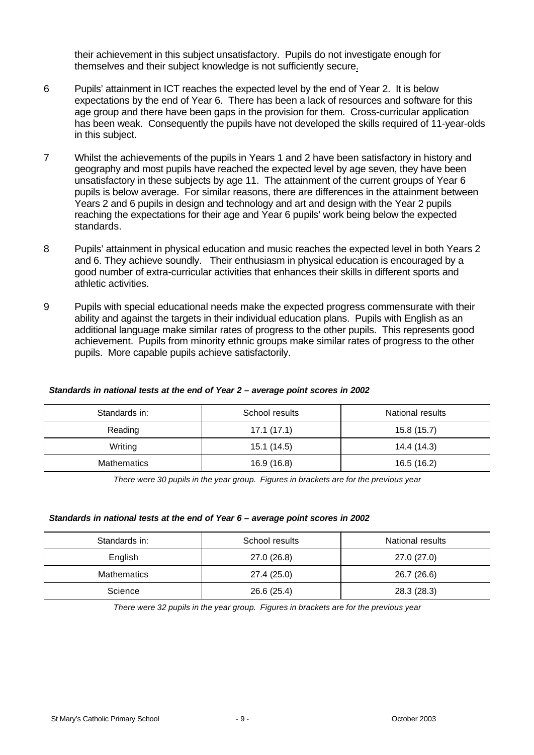their achievement in this subject unsatisfactory. Pupils do not investigate enough for themselves and their subject knowledge is not sufficiently secure.

6 Pupils' attainment in ICT reaches the expected level by the end of Year 2. It is below expectations by the end of Year 6. There has been a lack of resources and software for this age group and there have been gaps in the provision for them. Cross-curricular application has been weak. Consequently the pupils have not developed the skills required of 11-year-olds in this subject.

7 Whilst the achievements of the pupils in Years 1 and 2 have been satisfactory in history and geography and most pupils have reached the expected level by age seven, they have been unsatisfactory in these subjects by age 11. The attainment of the current groups of Year 6 pupils is below average. For similar reasons, there are differences in the attainment between Years 2 and 6 pupils in design and technology and art and design with the Year 2 pupils reaching the expectations for their age and Year 6 pupils' work being below the expected standards.

8 Pupils' attainment in physical education and music reaches the expected level in both Years 2 and 6. They achieve soundly. Their enthusiasm in physical education is encouraged by a good number of extra-curricular activities that enhances their skills in different sports and athletic activities.

9 Pupils with special educational needs make the expected progress commensurate with their ability and against the targets in their individual education plans. Pupils with English as an additional language make similar rates of progress to the other pupils. This represents good achievement. Pupils from minority ethnic groups make similar rates of progress to the other pupils. More capable pupils achieve satisfactorily.

***Standards in national tests at the end of Year 2 – average point scores in 2002***

| Standards in: | School results | National results |
|---|---|---|
| Reading | 17.1 (17.1) | 15.8 (15.7) |
| Writing | 15.1 (14.5) | 14.4 (14.3) |
| Mathematics | 16.9 (16.8) | 16.5 (16.2) |

*There were 30 pupils in the year group. Figures in brackets are for the previous year*

***Standards in national tests at the end of Year 6 – average point scores in 2002***

| Standards in: | School results | National results |
|---|---|---|
| English | 27.0 (26.8) | 27.0 (27.0) |
| Mathematics | 27.4 (25.0) | 26.7 (26.6) |
| Science | 26.6 (25.4) | 28.3 (28.3) |

*There were 32 pupils in the year group. Figures in brackets are for the previous year*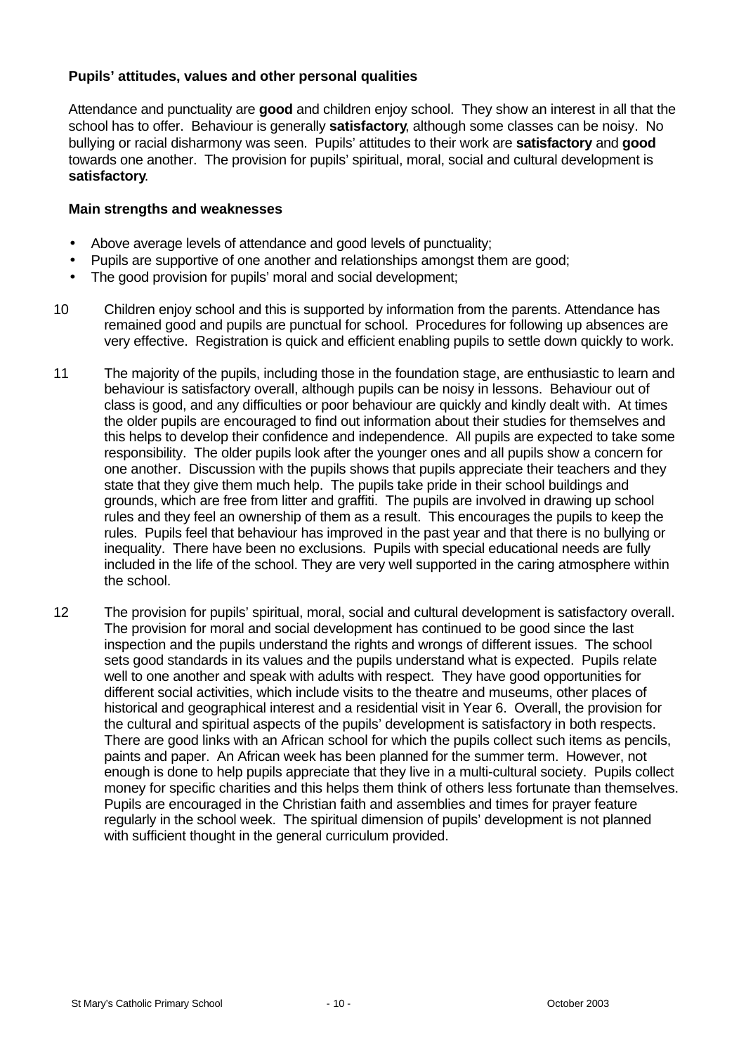### Pupils' attitudes, values and other personal qualities

Attendance and punctuality are **good** and children enjoy school. They show an interest in all that the school has to offer. Behaviour is generally **satisfactory**, although some classes can be noisy. No bullying or racial disharmony was seen. Pupils' attitudes to their work are **satisfactory** and **good** towards one another. The provision for pupils' spiritual, moral, social and cultural development is **satisfactory**.

#### Main strengths and weaknesses

- Above average levels of attendance and good levels of punctuality;
- Pupils are supportive of one another and relationships amongst them are good;
- The good provision for pupils' moral and social development;

10 Children enjoy school and this is supported by information from the parents. Attendance has remained good and pupils are punctual for school. Procedures for following up absences are very effective. Registration is quick and efficient enabling pupils to settle down quickly to work.

11 The majority of the pupils, including those in the foundation stage, are enthusiastic to learn and behaviour is satisfactory overall, although pupils can be noisy in lessons. Behaviour out of class is good, and any difficulties or poor behaviour are quickly and kindly dealt with. At times the older pupils are encouraged to find out information about their studies for themselves and this helps to develop their confidence and independence. All pupils are expected to take some responsibility. The older pupils look after the younger ones and all pupils show a concern for one another. Discussion with the pupils shows that pupils appreciate their teachers and they state that they give them much help. The pupils take pride in their school buildings and grounds, which are free from litter and graffiti. The pupils are involved in drawing up school rules and they feel an ownership of them as a result. This encourages the pupils to keep the rules. Pupils feel that behaviour has improved in the past year and that there is no bullying or inequality. There have been no exclusions. Pupils with special educational needs are fully included in the life of the school. They are very well supported in the caring atmosphere within the school.

12 The provision for pupils' spiritual, moral, social and cultural development is satisfactory overall. The provision for moral and social development has continued to be good since the last inspection and the pupils understand the rights and wrongs of different issues. The school sets good standards in its values and the pupils understand what is expected. Pupils relate well to one another and speak with adults with respect. They have good opportunities for different social activities, which include visits to the theatre and museums, other places of historical and geographical interest and a residential visit in Year 6. Overall, the provision for the cultural and spiritual aspects of the pupils' development is satisfactory in both respects. There are good links with an African school for which the pupils collect such items as pencils, paints and paper. An African week has been planned for the summer term. However, not enough is done to help pupils appreciate that they live in a multi-cultural society. Pupils collect money for specific charities and this helps them think of others less fortunate than themselves. Pupils are encouraged in the Christian faith and assemblies and times for prayer feature regularly in the school week. The spiritual dimension of pupils' development is not planned with sufficient thought in the general curriculum provided.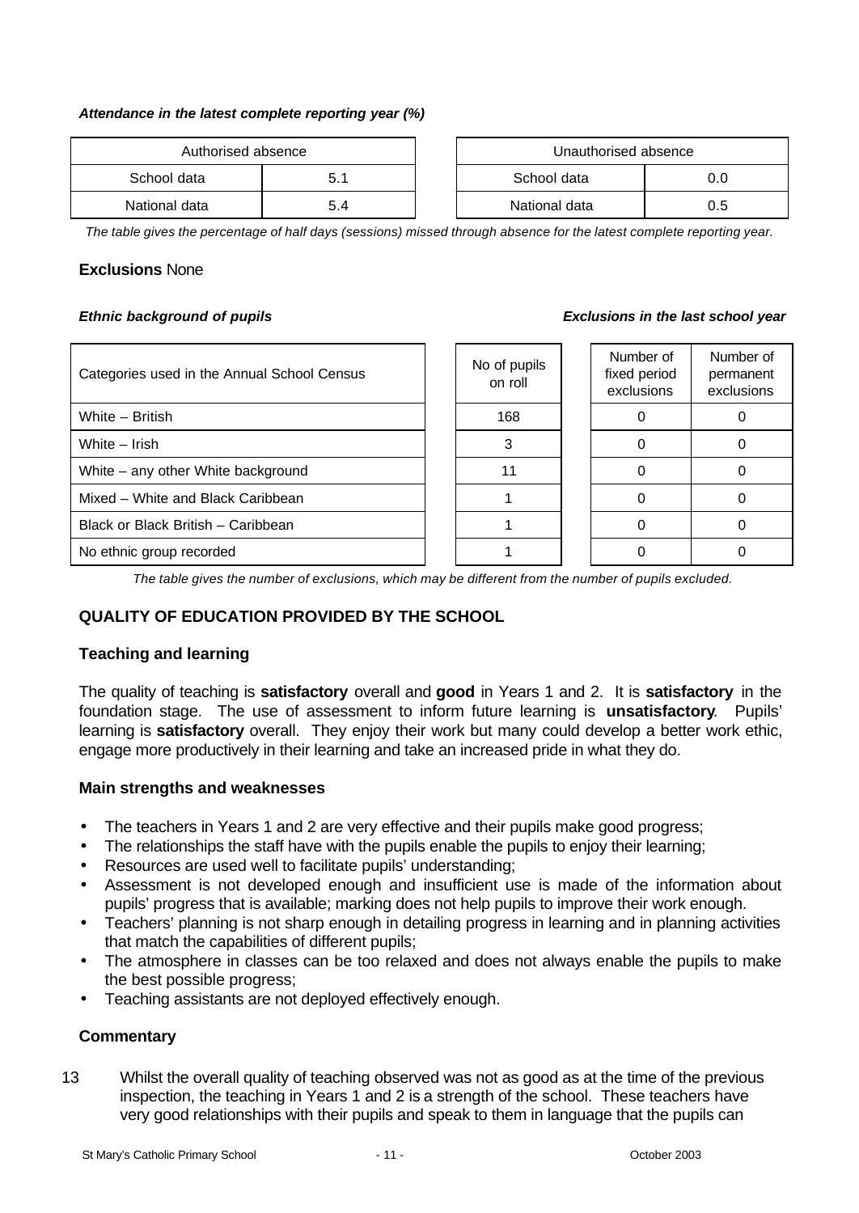***Attendance in the latest complete reporting year (%)***

| Authorised absence | |
|---|---|
| School data | 5.1 |
| National data | 5.4 |

| Unauthorised absence | |
|---|---|
| School data | 0.0 |
| National data | 0.5 |

*The table gives the percentage of half days (sessions) missed through absence for the latest complete reporting year.*

**Exclusions** None

***Ethnic background of pupils*** ***Exclusions in the last school year***

| Categories used in the Annual School Census | No of pupils on roll | Number of fixed period exclusions | Number of permanent exclusions |
|---|---|---|---|
| White – British | 168 | 0 | 0 |
| White – Irish | 3 | 0 | 0 |
| White – any other White background | 11 | 0 | 0 |
| Mixed – White and Black Caribbean | 1 | 0 | 0 |
| Black or Black British – Caribbean | 1 | 0 | 0 |
| No ethnic group recorded | 1 | 0 | 0 |

*The table gives the number of exclusions, which may be different from the number of pupils excluded.*

## QUALITY OF EDUCATION PROVIDED BY THE SCHOOL

### Teaching and learning

The quality of teaching is **satisfactory** overall and **good** in Years 1 and 2. It is **satisfactory** in the foundation stage. The use of assessment to inform future learning is **unsatisfactory**. Pupils' learning is **satisfactory** overall. They enjoy their work but many could develop a better work ethic, engage more productively in their learning and take an increased pride in what they do.

### Main strengths and weaknesses

- The teachers in Years 1 and 2 are very effective and their pupils make good progress;
- The relationships the staff have with the pupils enable the pupils to enjoy their learning;
- Resources are used well to facilitate pupils' understanding;
- Assessment is not developed enough and insufficient use is made of the information about pupils' progress that is available; marking does not help pupils to improve their work enough.
- Teachers' planning is not sharp enough in detailing progress in learning and in planning activities that match the capabilities of different pupils;
- The atmosphere in classes can be too relaxed and does not always enable the pupils to make the best possible progress;
- Teaching assistants are not deployed effectively enough.

### Commentary

13 Whilst the overall quality of teaching observed was not as good as at the time of the previous inspection, the teaching in Years 1 and 2 is a strength of the school. These teachers have very good relationships with their pupils and speak to them in language that the pupils can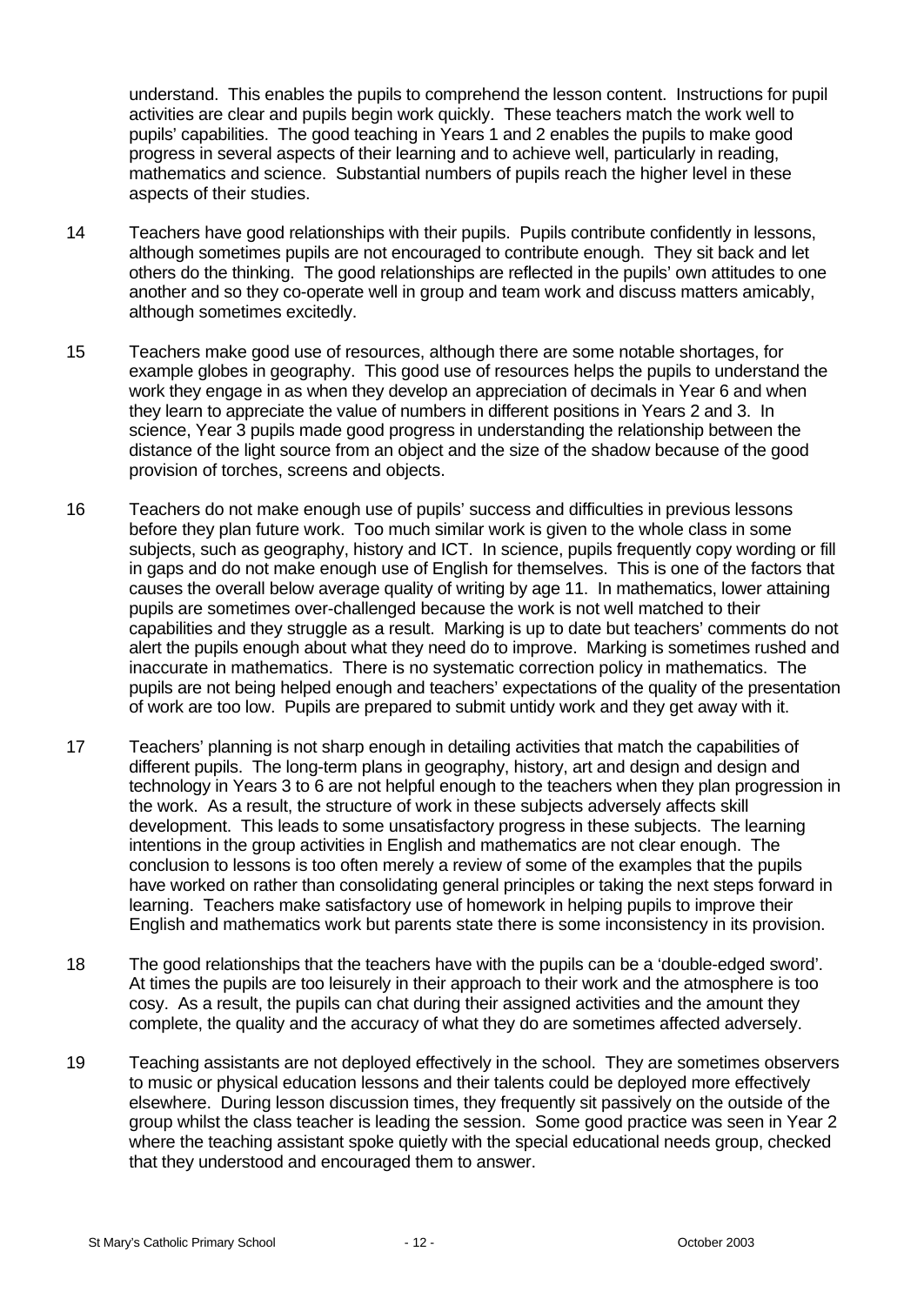understand. This enables the pupils to comprehend the lesson content. Instructions for pupil activities are clear and pupils begin work quickly. These teachers match the work well to pupils' capabilities. The good teaching in Years 1 and 2 enables the pupils to make good progress in several aspects of their learning and to achieve well, particularly in reading, mathematics and science. Substantial numbers of pupils reach the higher level in these aspects of their studies.

14 Teachers have good relationships with their pupils. Pupils contribute confidently in lessons, although sometimes pupils are not encouraged to contribute enough. They sit back and let others do the thinking. The good relationships are reflected in the pupils' own attitudes to one another and so they co-operate well in group and team work and discuss matters amicably, although sometimes excitedly.

15 Teachers make good use of resources, although there are some notable shortages, for example globes in geography. This good use of resources helps the pupils to understand the work they engage in as when they develop an appreciation of decimals in Year 6 and when they learn to appreciate the value of numbers in different positions in Years 2 and 3. In science, Year 3 pupils made good progress in understanding the relationship between the distance of the light source from an object and the size of the shadow because of the good provision of torches, screens and objects.

16 Teachers do not make enough use of pupils' success and difficulties in previous lessons before they plan future work. Too much similar work is given to the whole class in some subjects, such as geography, history and ICT. In science, pupils frequently copy wording or fill in gaps and do not make enough use of English for themselves. This is one of the factors that causes the overall below average quality of writing by age 11. In mathematics, lower attaining pupils are sometimes over-challenged because the work is not well matched to their capabilities and they struggle as a result. Marking is up to date but teachers' comments do not alert the pupils enough about what they need do to improve. Marking is sometimes rushed and inaccurate in mathematics. There is no systematic correction policy in mathematics. The pupils are not being helped enough and teachers' expectations of the quality of the presentation of work are too low. Pupils are prepared to submit untidy work and they get away with it.

17 Teachers' planning is not sharp enough in detailing activities that match the capabilities of different pupils. The long-term plans in geography, history, art and design and design and technology in Years 3 to 6 are not helpful enough to the teachers when they plan progression in the work. As a result, the structure of work in these subjects adversely affects skill development. This leads to some unsatisfactory progress in these subjects. The learning intentions in the group activities in English and mathematics are not clear enough. The conclusion to lessons is too often merely a review of some of the examples that the pupils have worked on rather than consolidating general principles or taking the next steps forward in learning. Teachers make satisfactory use of homework in helping pupils to improve their English and mathematics work but parents state there is some inconsistency in its provision.

18 The good relationships that the teachers have with the pupils can be a 'double-edged sword'. At times the pupils are too leisurely in their approach to their work and the atmosphere is too cosy. As a result, the pupils can chat during their assigned activities and the amount they complete, the quality and the accuracy of what they do are sometimes affected adversely.

19 Teaching assistants are not deployed effectively in the school. They are sometimes observers to music or physical education lessons and their talents could be deployed more effectively elsewhere. During lesson discussion times, they frequently sit passively on the outside of the group whilst the class teacher is leading the session. Some good practice was seen in Year 2 where the teaching assistant spoke quietly with the special educational needs group, checked that they understood and encouraged them to answer.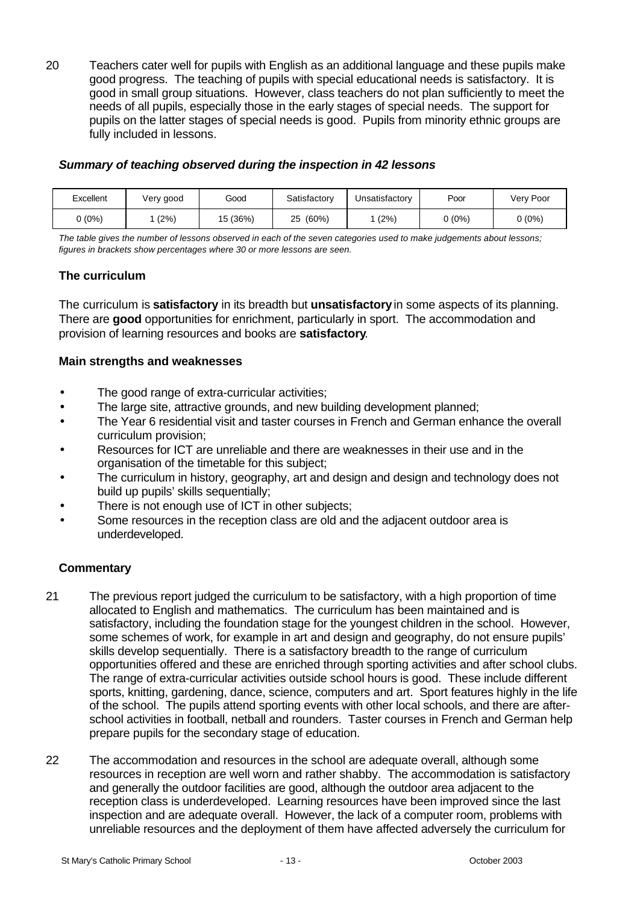20 Teachers cater well for pupils with English as an additional language and these pupils make good progress. The teaching of pupils with special educational needs is satisfactory. It is good in small group situations. However, class teachers do not plan sufficiently to meet the needs of all pupils, especially those in the early stages of special needs. The support for pupils on the latter stages of special needs is good. Pupils from minority ethnic groups are fully included in lessons.

***Summary of teaching observed during the inspection in 42 lessons***

| Excellent | Very good | Good | Satisfactory | Unsatisfactory | Poor | Very Poor |
|---|---|---|---|---|---|---|
| 0 (0%) | 1 (2%) | 15 (36%) | 25 (60%) | 1 (2%) | 0 (0%) | 0 (0%) |

*The table gives the number of lessons observed in each of the seven categories used to make judgements about lessons; figures in brackets show percentages where 30 or more lessons are seen.*

### The curriculum

The curriculum is **satisfactory** in its breadth but **unsatisfactory** in some aspects of its planning. There are **good** opportunities for enrichment, particularly in sport. The accommodation and provision of learning resources and books are **satisfactory**.

#### Main strengths and weaknesses

- The good range of extra-curricular activities;
- The large site, attractive grounds, and new building development planned;
- The Year 6 residential visit and taster courses in French and German enhance the overall curriculum provision;
- Resources for ICT are unreliable and there are weaknesses in their use and in the organisation of the timetable for this subject;
- The curriculum in history, geography, art and design and design and technology does not build up pupils' skills sequentially;
- There is not enough use of ICT in other subjects;
- Some resources in the reception class are old and the adjacent outdoor area is underdeveloped.

#### Commentary

21 The previous report judged the curriculum to be satisfactory, with a high proportion of time allocated to English and mathematics. The curriculum has been maintained and is satisfactory, including the foundation stage for the youngest children in the school. However, some schemes of work, for example in art and design and geography, do not ensure pupils' skills develop sequentially. There is a satisfactory breadth to the range of curriculum opportunities offered and these are enriched through sporting activities and after school clubs. The range of extra-curricular activities outside school hours is good. These include different sports, knitting, gardening, dance, science, computers and art. Sport features highly in the life of the school. The pupils attend sporting events with other local schools, and there are after-school activities in football, netball and rounders. Taster courses in French and German help prepare pupils for the secondary stage of education.

22 The accommodation and resources in the school are adequate overall, although some resources in reception are well worn and rather shabby. The accommodation is satisfactory and generally the outdoor facilities are good, although the outdoor area adjacent to the reception class is underdeveloped. Learning resources have been improved since the last inspection and are adequate overall. However, the lack of a computer room, problems with unreliable resources and the deployment of them have affected adversely the curriculum for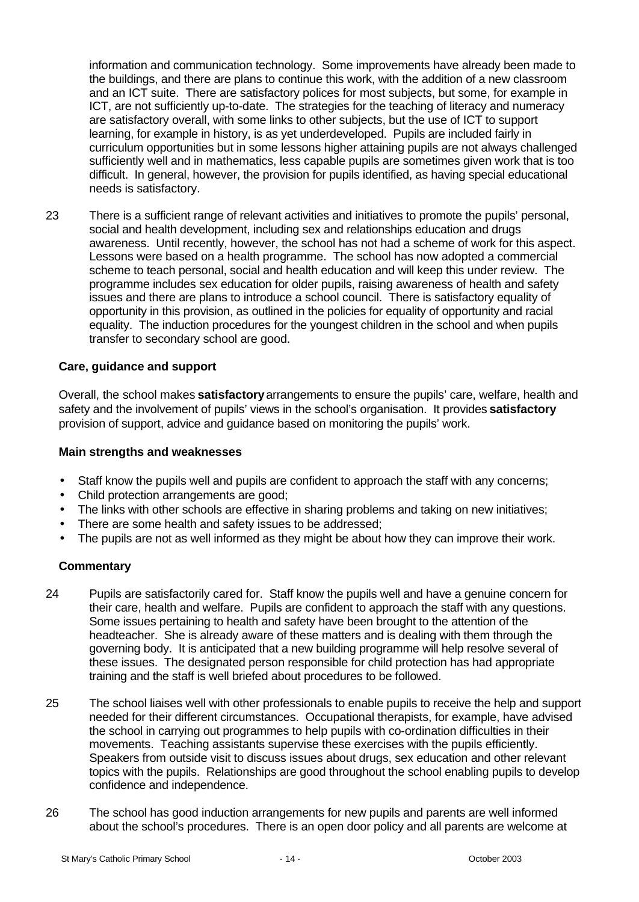information and communication technology. Some improvements have already been made to the buildings, and there are plans to continue this work, with the addition of a new classroom and an ICT suite. There are satisfactory polices for most subjects, but some, for example in ICT, are not sufficiently up-to-date. The strategies for the teaching of literacy and numeracy are satisfactory overall, with some links to other subjects, but the use of ICT to support learning, for example in history, is as yet underdeveloped. Pupils are included fairly in curriculum opportunities but in some lessons higher attaining pupils are not always challenged sufficiently well and in mathematics, less capable pupils are sometimes given work that is too difficult. In general, however, the provision for pupils identified, as having special educational needs is satisfactory.

23 There is a sufficient range of relevant activities and initiatives to promote the pupils' personal, social and health development, including sex and relationships education and drugs awareness. Until recently, however, the school has not had a scheme of work for this aspect. Lessons were based on a health programme. The school has now adopted a commercial scheme to teach personal, social and health education and will keep this under review. The programme includes sex education for older pupils, raising awareness of health and safety issues and there are plans to introduce a school council. There is satisfactory equality of opportunity in this provision, as outlined in the policies for equality of opportunity and racial equality. The induction procedures for the youngest children in the school and when pupils transfer to secondary school are good.

### Care, guidance and support

Overall, the school makes **satisfactory** arrangements to ensure the pupils' care, welfare, health and safety and the involvement of pupils' views in the school's organisation. It provides **satisfactory** provision of support, advice and guidance based on monitoring the pupils' work.

#### Main strengths and weaknesses

- Staff know the pupils well and pupils are confident to approach the staff with any concerns;
- Child protection arrangements are good;
- The links with other schools are effective in sharing problems and taking on new initiatives;
- There are some health and safety issues to be addressed;
- The pupils are not as well informed as they might be about how they can improve their work.

#### Commentary

24 Pupils are satisfactorily cared for. Staff know the pupils well and have a genuine concern for their care, health and welfare. Pupils are confident to approach the staff with any questions. Some issues pertaining to health and safety have been brought to the attention of the headteacher. She is already aware of these matters and is dealing with them through the governing body. It is anticipated that a new building programme will help resolve several of these issues. The designated person responsible for child protection has had appropriate training and the staff is well briefed about procedures to be followed.

25 The school liaises well with other professionals to enable pupils to receive the help and support needed for their different circumstances. Occupational therapists, for example, have advised the school in carrying out programmes to help pupils with co-ordination difficulties in their movements. Teaching assistants supervise these exercises with the pupils efficiently. Speakers from outside visit to discuss issues about drugs, sex education and other relevant topics with the pupils. Relationships are good throughout the school enabling pupils to develop confidence and independence.

26 The school has good induction arrangements for new pupils and parents are well informed about the school's procedures. There is an open door policy and all parents are welcome at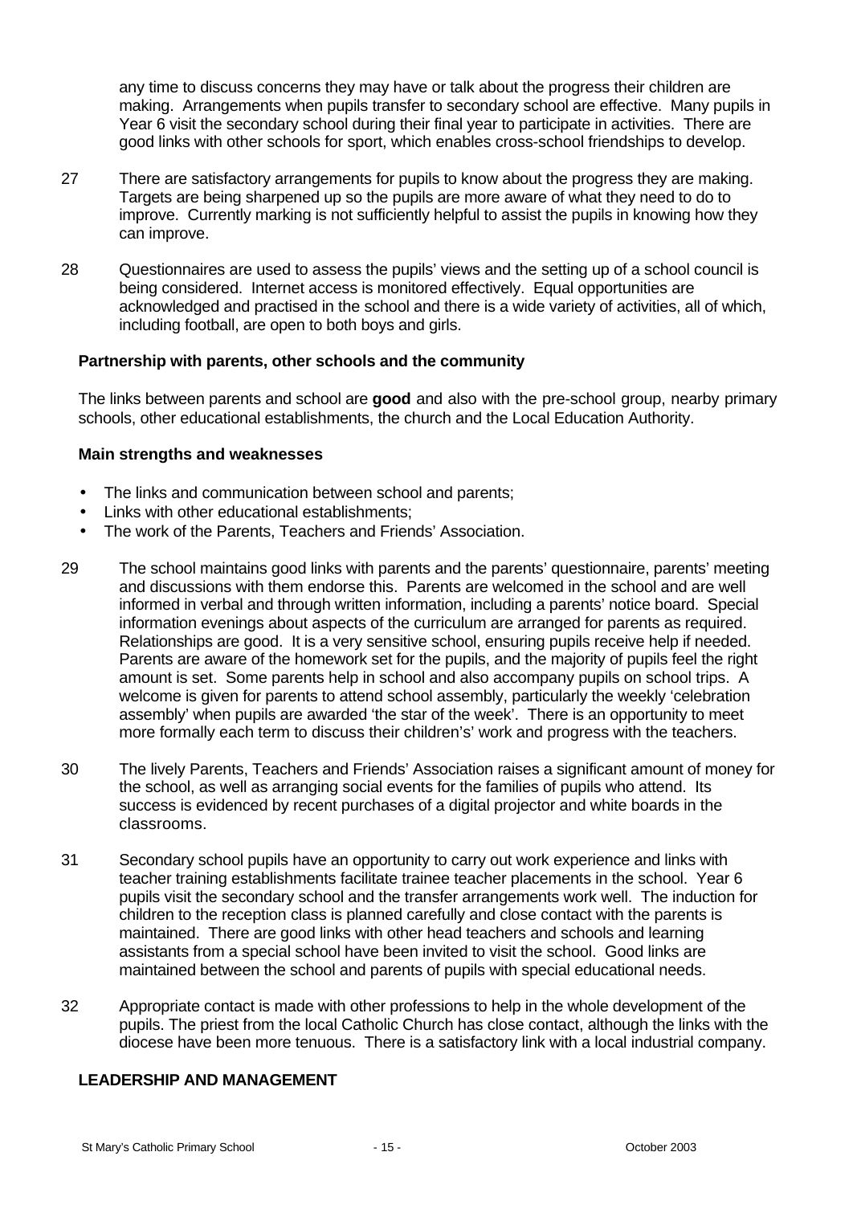any time to discuss concerns they may have or talk about the progress their children are making. Arrangements when pupils transfer to secondary school are effective. Many pupils in Year 6 visit the secondary school during their final year to participate in activities. There are good links with other schools for sport, which enables cross-school friendships to develop.

27 There are satisfactory arrangements for pupils to know about the progress they are making. Targets are being sharpened up so the pupils are more aware of what they need to do to improve. Currently marking is not sufficiently helpful to assist the pupils in knowing how they can improve.

28 Questionnaires are used to assess the pupils' views and the setting up of a school council is being considered. Internet access is monitored effectively. Equal opportunities are acknowledged and practised in the school and there is a wide variety of activities, all of which, including football, are open to both boys and girls.

### Partnership with parents, other schools and the community

The links between parents and school are **good** and also with the pre-school group, nearby primary schools, other educational establishments, the church and the Local Education Authority.

#### Main strengths and weaknesses

- The links and communication between school and parents;
- Links with other educational establishments;
- The work of the Parents, Teachers and Friends' Association.

29 The school maintains good links with parents and the parents' questionnaire, parents' meeting and discussions with them endorse this. Parents are welcomed in the school and are well informed in verbal and through written information, including a parents' notice board. Special information evenings about aspects of the curriculum are arranged for parents as required. Relationships are good. It is a very sensitive school, ensuring pupils receive help if needed. Parents are aware of the homework set for the pupils, and the majority of pupils feel the right amount is set. Some parents help in school and also accompany pupils on school trips. A welcome is given for parents to attend school assembly, particularly the weekly 'celebration assembly' when pupils are awarded 'the star of the week'. There is an opportunity to meet more formally each term to discuss their children's' work and progress with the teachers.

30 The lively Parents, Teachers and Friends' Association raises a significant amount of money for the school, as well as arranging social events for the families of pupils who attend. Its success is evidenced by recent purchases of a digital projector and white boards in the classrooms.

31 Secondary school pupils have an opportunity to carry out work experience and links with teacher training establishments facilitate trainee teacher placements in the school. Year 6 pupils visit the secondary school and the transfer arrangements work well. The induction for children to the reception class is planned carefully and close contact with the parents is maintained. There are good links with other head teachers and schools and learning assistants from a special school have been invited to visit the school. Good links are maintained between the school and parents of pupils with special educational needs.

32 Appropriate contact is made with other professions to help in the whole development of the pupils. The priest from the local Catholic Church has close contact, although the links with the diocese have been more tenuous. There is a satisfactory link with a local industrial company.

## LEADERSHIP AND MANAGEMENT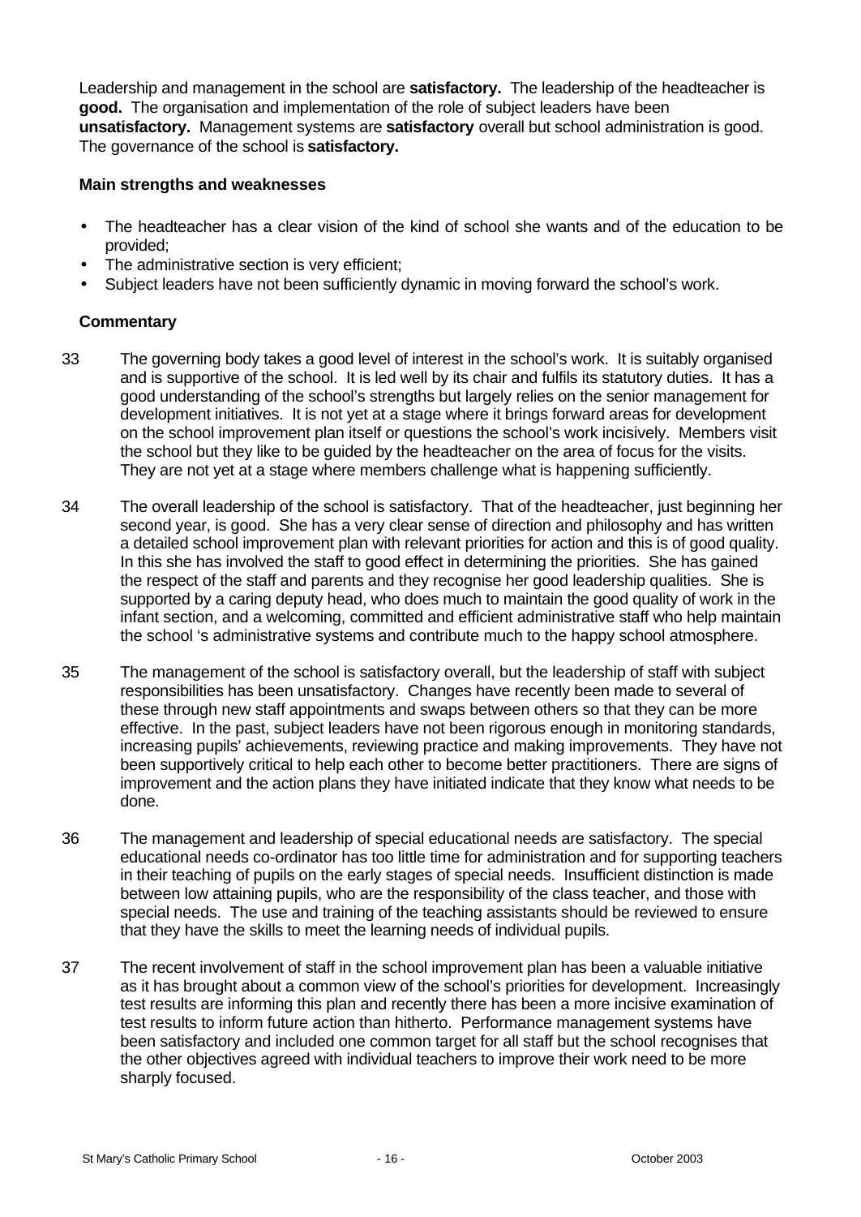Leadership and management in the school are **satisfactory.** The leadership of the headteacher is **good.** The organisation and implementation of the role of subject leaders have been **unsatisfactory.** Management systems are **satisfactory** overall but school administration is good. The governance of the school is **satisfactory.**

### Main strengths and weaknesses

- The headteacher has a clear vision of the kind of school she wants and of the education to be provided;
- The administrative section is very efficient;
- Subject leaders have not been sufficiently dynamic in moving forward the school's work.

### Commentary

33 The governing body takes a good level of interest in the school's work. It is suitably organised and is supportive of the school. It is led well by its chair and fulfils its statutory duties. It has a good understanding of the school's strengths but largely relies on the senior management for development initiatives. It is not yet at a stage where it brings forward areas for development on the school improvement plan itself or questions the school's work incisively. Members visit the school but they like to be guided by the headteacher on the area of focus for the visits. They are not yet at a stage where members challenge what is happening sufficiently.

34 The overall leadership of the school is satisfactory. That of the headteacher, just beginning her second year, is good. She has a very clear sense of direction and philosophy and has written a detailed school improvement plan with relevant priorities for action and this is of good quality. In this she has involved the staff to good effect in determining the priorities. She has gained the respect of the staff and parents and they recognise her good leadership qualities. She is supported by a caring deputy head, who does much to maintain the good quality of work in the infant section, and a welcoming, committed and efficient administrative staff who help maintain the school 's administrative systems and contribute much to the happy school atmosphere.

35 The management of the school is satisfactory overall, but the leadership of staff with subject responsibilities has been unsatisfactory. Changes have recently been made to several of these through new staff appointments and swaps between others so that they can be more effective. In the past, subject leaders have not been rigorous enough in monitoring standards, increasing pupils' achievements, reviewing practice and making improvements. They have not been supportively critical to help each other to become better practitioners. There are signs of improvement and the action plans they have initiated indicate that they know what needs to be done.

36 The management and leadership of special educational needs are satisfactory. The special educational needs co-ordinator has too little time for administration and for supporting teachers in their teaching of pupils on the early stages of special needs. Insufficient distinction is made between low attaining pupils, who are the responsibility of the class teacher, and those with special needs. The use and training of the teaching assistants should be reviewed to ensure that they have the skills to meet the learning needs of individual pupils.

37 The recent involvement of staff in the school improvement plan has been a valuable initiative as it has brought about a common view of the school's priorities for development. Increasingly test results are informing this plan and recently there has been a more incisive examination of test results to inform future action than hitherto. Performance management systems have been satisfactory and included one common target for all staff but the school recognises that the other objectives agreed with individual teachers to improve their work need to be more sharply focused.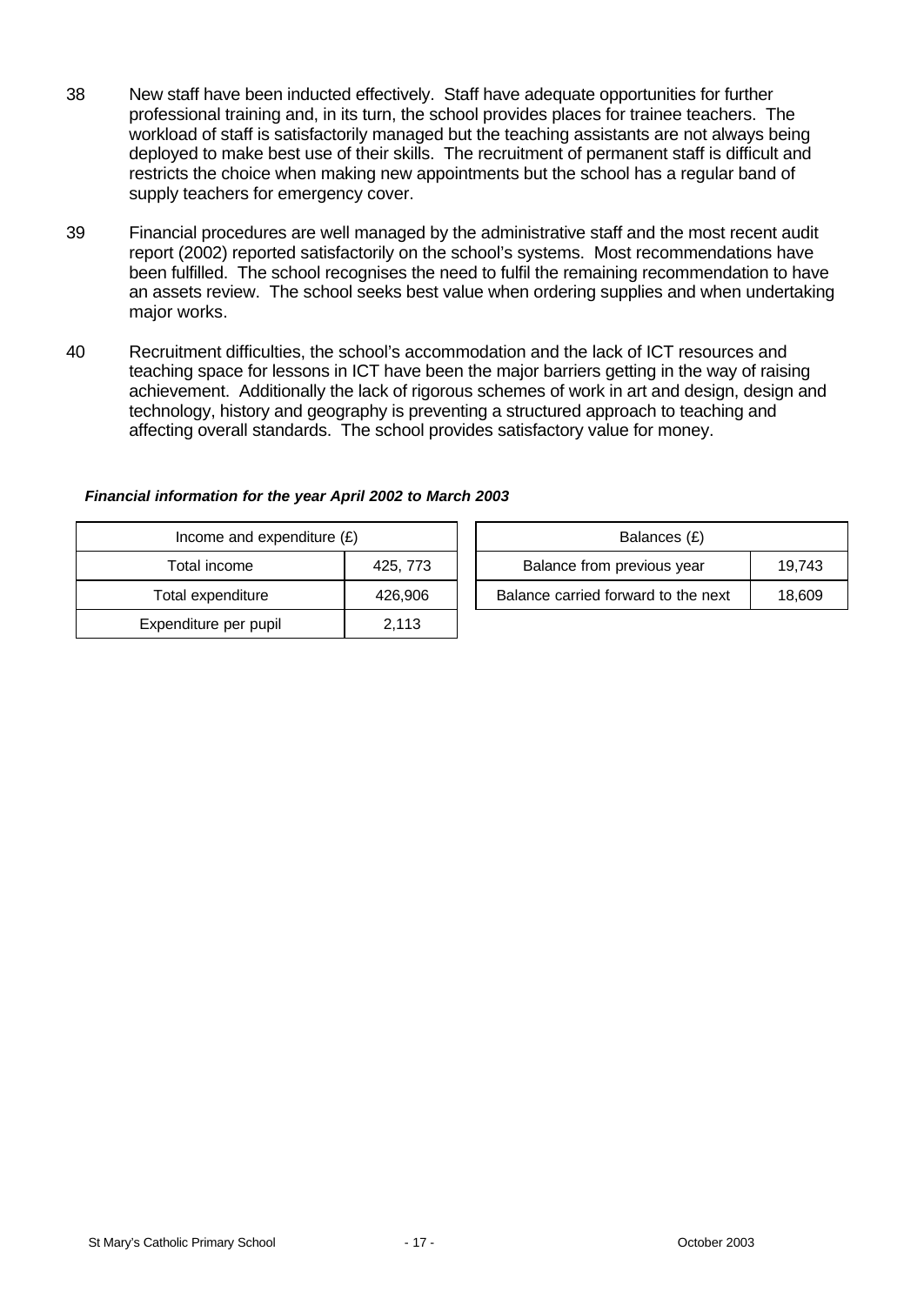38 New staff have been inducted effectively. Staff have adequate opportunities for further professional training and, in its turn, the school provides places for trainee teachers. The workload of staff is satisfactorily managed but the teaching assistants are not always being deployed to make best use of their skills. The recruitment of permanent staff is difficult and restricts the choice when making new appointments but the school has a regular band of supply teachers for emergency cover.

39 Financial procedures are well managed by the administrative staff and the most recent audit report (2002) reported satisfactorily on the school's systems. Most recommendations have been fulfilled. The school recognises the need to fulfil the remaining recommendation to have an assets review. The school seeks best value when ordering supplies and when undertaking major works.

40 Recruitment difficulties, the school's accommodation and the lack of ICT resources and teaching space for lessons in ICT have been the major barriers getting in the way of raising achievement. Additionally the lack of rigorous schemes of work in art and design, design and technology, history and geography is preventing a structured approach to teaching and affecting overall standards. The school provides satisfactory value for money.

***Financial information for the year April 2002 to March 2003***

| Income and expenditure (£) | |
|---|---|
| Total income | 425, 773 |
| Total expenditure | 426,906 |
| Expenditure per pupil | 2,113 |

| Balances (£) | |
|---|---|
| Balance from previous year | 19,743 |
| Balance carried forward to the next | 18,609 |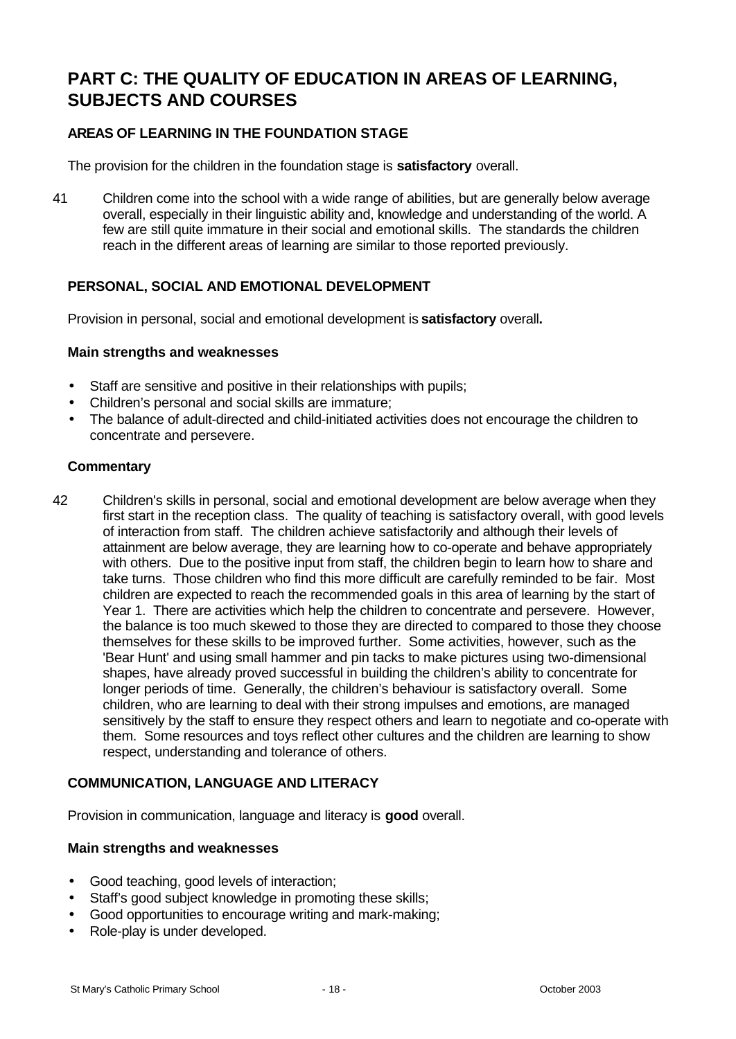# PART C: THE QUALITY OF EDUCATION IN AREAS OF LEARNING, SUBJECTS AND COURSES

## AREAS OF LEARNING IN THE FOUNDATION STAGE

The provision for the children in the foundation stage is **satisfactory** overall.

41 Children come into the school with a wide range of abilities, but are generally below average overall, especially in their linguistic ability and, knowledge and understanding of the world. A few are still quite immature in their social and emotional skills. The standards the children reach in the different areas of learning are similar to those reported previously.

## PERSONAL, SOCIAL AND EMOTIONAL DEVELOPMENT

Provision in personal, social and emotional development is **satisfactory** overall**.**

### Main strengths and weaknesses

- Staff are sensitive and positive in their relationships with pupils;
- Children's personal and social skills are immature;
- The balance of adult-directed and child-initiated activities does not encourage the children to concentrate and persevere.

### Commentary

42 Children's skills in personal, social and emotional development are below average when they first start in the reception class. The quality of teaching is satisfactory overall, with good levels of interaction from staff. The children achieve satisfactorily and although their levels of attainment are below average, they are learning how to co-operate and behave appropriately with others. Due to the positive input from staff, the children begin to learn how to share and take turns. Those children who find this more difficult are carefully reminded to be fair. Most children are expected to reach the recommended goals in this area of learning by the start of Year 1. There are activities which help the children to concentrate and persevere. However, the balance is too much skewed to those they are directed to compared to those they choose themselves for these skills to be improved further. Some activities, however, such as the 'Bear Hunt' and using small hammer and pin tacks to make pictures using two-dimensional shapes, have already proved successful in building the children's ability to concentrate for longer periods of time. Generally, the children's behaviour is satisfactory overall. Some children, who are learning to deal with their strong impulses and emotions, are managed sensitively by the staff to ensure they respect others and learn to negotiate and co-operate with them. Some resources and toys reflect other cultures and the children are learning to show respect, understanding and tolerance of others.

## COMMUNICATION, LANGUAGE AND LITERACY

Provision in communication, language and literacy is **good** overall.

### Main strengths and weaknesses

- Good teaching, good levels of interaction;
- Staff's good subject knowledge in promoting these skills;
- Good opportunities to encourage writing and mark-making;
- Role-play is under developed.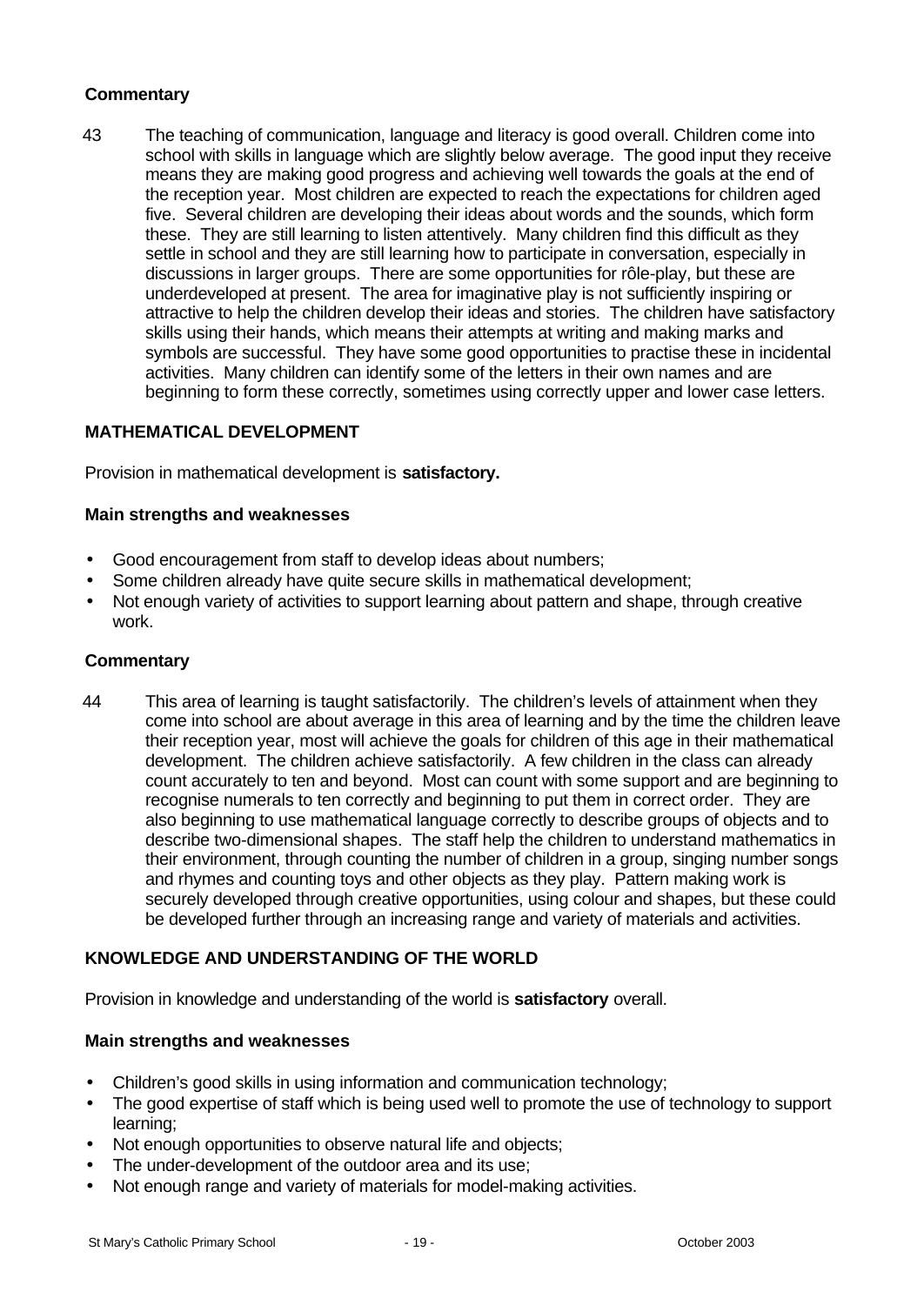**Commentary**

43 The teaching of communication, language and literacy is good overall. Children come into school with skills in language which are slightly below average. The good input they receive means they are making good progress and achieving well towards the goals at the end of the reception year. Most children are expected to reach the expectations for children aged five. Several children are developing their ideas about words and the sounds, which form these. They are still learning to listen attentively. Many children find this difficult as they settle in school and they are still learning how to participate in conversation, especially in discussions in larger groups. There are some opportunities for rôle-play, but these are underdeveloped at present. The area for imaginative play is not sufficiently inspiring or attractive to help the children develop their ideas and stories. The children have satisfactory skills using their hands, which means their attempts at writing and making marks and symbols are successful. They have some good opportunities to practise these in incidental activities. Many children can identify some of the letters in their own names and are beginning to form these correctly, sometimes using correctly upper and lower case letters.

## MATHEMATICAL DEVELOPMENT

Provision in mathematical development is **satisfactory.**

**Main strengths and weaknesses**

- Good encouragement from staff to develop ideas about numbers;
- Some children already have quite secure skills in mathematical development;
- Not enough variety of activities to support learning about pattern and shape, through creative work.

**Commentary**

44 This area of learning is taught satisfactorily. The children's levels of attainment when they come into school are about average in this area of learning and by the time the children leave their reception year, most will achieve the goals for children of this age in their mathematical development. The children achieve satisfactorily. A few children in the class can already count accurately to ten and beyond. Most can count with some support and are beginning to recognise numerals to ten correctly and beginning to put them in correct order. They are also beginning to use mathematical language correctly to describe groups of objects and to describe two-dimensional shapes. The staff help the children to understand mathematics in their environment, through counting the number of children in a group, singing number songs and rhymes and counting toys and other objects as they play. Pattern making work is securely developed through creative opportunities, using colour and shapes, but these could be developed further through an increasing range and variety of materials and activities.

## KNOWLEDGE AND UNDERSTANDING OF THE WORLD

Provision in knowledge and understanding of the world is **satisfactory** overall.

**Main strengths and weaknesses**

- Children's good skills in using information and communication technology;
- The good expertise of staff which is being used well to promote the use of technology to support learning;
- Not enough opportunities to observe natural life and objects;
- The under-development of the outdoor area and its use;
- Not enough range and variety of materials for model-making activities.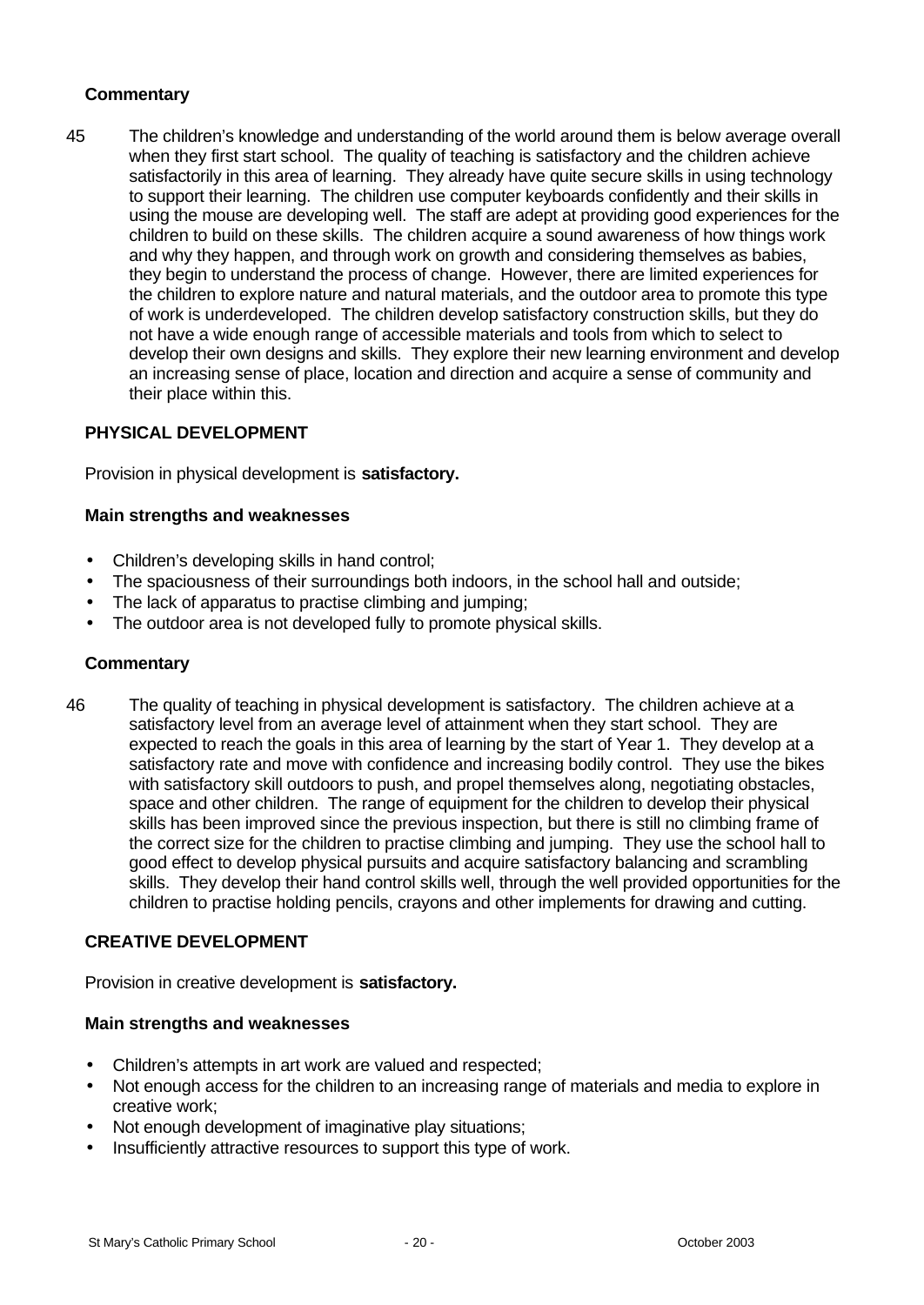### Commentary

45 The children's knowledge and understanding of the world around them is below average overall when they first start school. The quality of teaching is satisfactory and the children achieve satisfactorily in this area of learning. They already have quite secure skills in using technology to support their learning. The children use computer keyboards confidently and their skills in using the mouse are developing well. The staff are adept at providing good experiences for the children to build on these skills. The children acquire a sound awareness of how things work and why they happen, and through work on growth and considering themselves as babies, they begin to understand the process of change. However, there are limited experiences for the children to explore nature and natural materials, and the outdoor area to promote this type of work is underdeveloped. The children develop satisfactory construction skills, but they do not have a wide enough range of accessible materials and tools from which to select to develop their own designs and skills. They explore their new learning environment and develop an increasing sense of place, location and direction and acquire a sense of community and their place within this.

## PHYSICAL DEVELOPMENT

Provision in physical development is **satisfactory.**

### Main strengths and weaknesses

- Children's developing skills in hand control;
- The spaciousness of their surroundings both indoors, in the school hall and outside;
- The lack of apparatus to practise climbing and jumping;
- The outdoor area is not developed fully to promote physical skills.

### Commentary

46 The quality of teaching in physical development is satisfactory. The children achieve at a satisfactory level from an average level of attainment when they start school. They are expected to reach the goals in this area of learning by the start of Year 1. They develop at a satisfactory rate and move with confidence and increasing bodily control. They use the bikes with satisfactory skill outdoors to push, and propel themselves along, negotiating obstacles, space and other children. The range of equipment for the children to develop their physical skills has been improved since the previous inspection, but there is still no climbing frame of the correct size for the children to practise climbing and jumping. They use the school hall to good effect to develop physical pursuits and acquire satisfactory balancing and scrambling skills. They develop their hand control skills well, through the well provided opportunities for the children to practise holding pencils, crayons and other implements for drawing and cutting.

## CREATIVE DEVELOPMENT

Provision in creative development is **satisfactory.**

### Main strengths and weaknesses

- Children's attempts in art work are valued and respected;
- Not enough access for the children to an increasing range of materials and media to explore in creative work;
- Not enough development of imaginative play situations;
- Insufficiently attractive resources to support this type of work.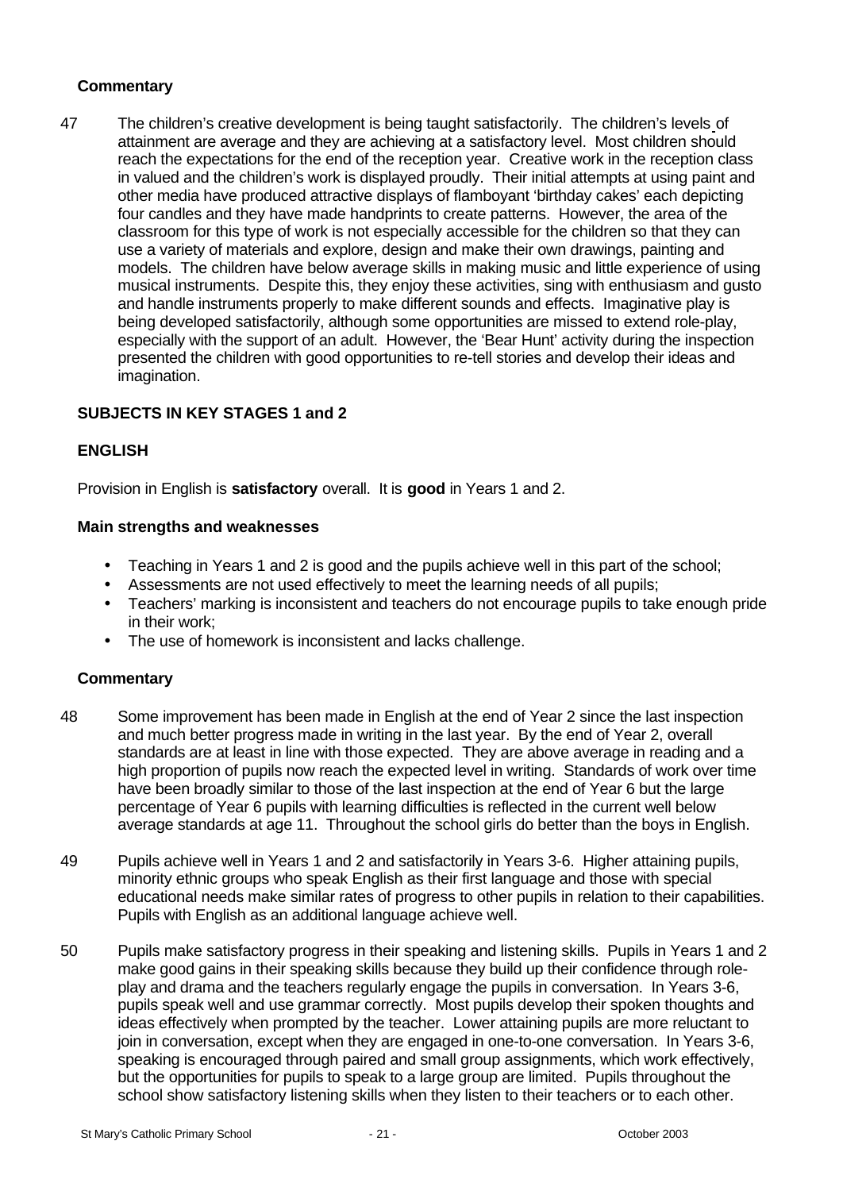### Commentary

47 The children's creative development is being taught satisfactorily. The children's levels of attainment are average and they are achieving at a satisfactory level. Most children should reach the expectations for the end of the reception year. Creative work in the reception class in valued and the children's work is displayed proudly. Their initial attempts at using paint and other media have produced attractive displays of flamboyant 'birthday cakes' each depicting four candles and they have made handprints to create patterns. However, the area of the classroom for this type of work is not especially accessible for the children so that they can use a variety of materials and explore, design and make their own drawings, painting and models. The children have below average skills in making music and little experience of using musical instruments. Despite this, they enjoy these activities, sing with enthusiasm and gusto and handle instruments properly to make different sounds and effects. Imaginative play is being developed satisfactorily, although some opportunities are missed to extend role-play, especially with the support of an adult. However, the 'Bear Hunt' activity during the inspection presented the children with good opportunities to re-tell stories and develop their ideas and imagination.

## SUBJECTS IN KEY STAGES 1 and 2

## ENGLISH

Provision in English is **satisfactory** overall. It is **good** in Years 1 and 2.

### Main strengths and weaknesses

- Teaching in Years 1 and 2 is good and the pupils achieve well in this part of the school;
- Assessments are not used effectively to meet the learning needs of all pupils;
- Teachers' marking is inconsistent and teachers do not encourage pupils to take enough pride in their work;
- The use of homework is inconsistent and lacks challenge.

### Commentary

48 Some improvement has been made in English at the end of Year 2 since the last inspection and much better progress made in writing in the last year. By the end of Year 2, overall standards are at least in line with those expected. They are above average in reading and a high proportion of pupils now reach the expected level in writing. Standards of work over time have been broadly similar to those of the last inspection at the end of Year 6 but the large percentage of Year 6 pupils with learning difficulties is reflected in the current well below average standards at age 11. Throughout the school girls do better than the boys in English.

49 Pupils achieve well in Years 1 and 2 and satisfactorily in Years 3-6. Higher attaining pupils, minority ethnic groups who speak English as their first language and those with special educational needs make similar rates of progress to other pupils in relation to their capabilities. Pupils with English as an additional language achieve well.

50 Pupils make satisfactory progress in their speaking and listening skills. Pupils in Years 1 and 2 make good gains in their speaking skills because they build up their confidence through role-play and drama and the teachers regularly engage the pupils in conversation. In Years 3-6, pupils speak well and use grammar correctly. Most pupils develop their spoken thoughts and ideas effectively when prompted by the teacher. Lower attaining pupils are more reluctant to join in conversation, except when they are engaged in one-to-one conversation. In Years 3-6, speaking is encouraged through paired and small group assignments, which work effectively, but the opportunities for pupils to speak to a large group are limited. Pupils throughout the school show satisfactory listening skills when they listen to their teachers or to each other.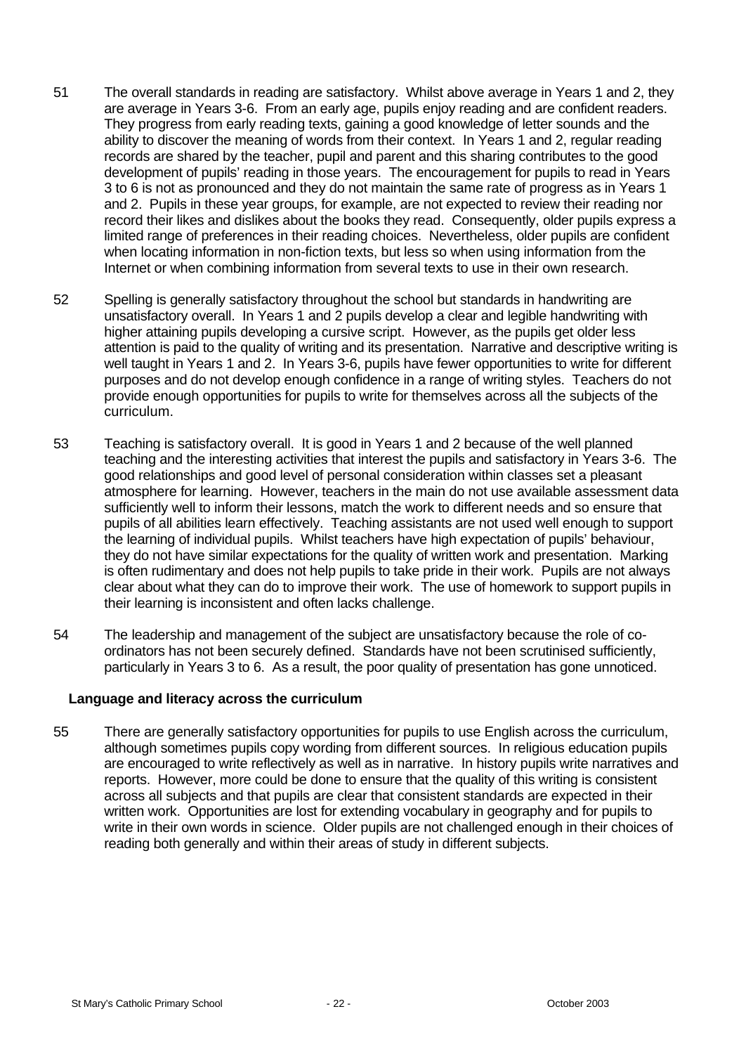51 The overall standards in reading are satisfactory. Whilst above average in Years 1 and 2, they are average in Years 3-6. From an early age, pupils enjoy reading and are confident readers. They progress from early reading texts, gaining a good knowledge of letter sounds and the ability to discover the meaning of words from their context. In Years 1 and 2, regular reading records are shared by the teacher, pupil and parent and this sharing contributes to the good development of pupils' reading in those years. The encouragement for pupils to read in Years 3 to 6 is not as pronounced and they do not maintain the same rate of progress as in Years 1 and 2. Pupils in these year groups, for example, are not expected to review their reading nor record their likes and dislikes about the books they read. Consequently, older pupils express a limited range of preferences in their reading choices. Nevertheless, older pupils are confident when locating information in non-fiction texts, but less so when using information from the Internet or when combining information from several texts to use in their own research.

52 Spelling is generally satisfactory throughout the school but standards in handwriting are unsatisfactory overall. In Years 1 and 2 pupils develop a clear and legible handwriting with higher attaining pupils developing a cursive script. However, as the pupils get older less attention is paid to the quality of writing and its presentation. Narrative and descriptive writing is well taught in Years 1 and 2. In Years 3-6, pupils have fewer opportunities to write for different purposes and do not develop enough confidence in a range of writing styles. Teachers do not provide enough opportunities for pupils to write for themselves across all the subjects of the curriculum.

53 Teaching is satisfactory overall. It is good in Years 1 and 2 because of the well planned teaching and the interesting activities that interest the pupils and satisfactory in Years 3-6. The good relationships and good level of personal consideration within classes set a pleasant atmosphere for learning. However, teachers in the main do not use available assessment data sufficiently well to inform their lessons, match the work to different needs and so ensure that pupils of all abilities learn effectively. Teaching assistants are not used well enough to support the learning of individual pupils. Whilst teachers have high expectation of pupils' behaviour, they do not have similar expectations for the quality of written work and presentation. Marking is often rudimentary and does not help pupils to take pride in their work. Pupils are not always clear about what they can do to improve their work. The use of homework to support pupils in their learning is inconsistent and often lacks challenge.

54 The leadership and management of the subject are unsatisfactory because the role of co-ordinators has not been securely defined. Standards have not been scrutinised sufficiently, particularly in Years 3 to 6. As a result, the poor quality of presentation has gone unnoticed.

**Language and literacy across the curriculum**

55 There are generally satisfactory opportunities for pupils to use English across the curriculum, although sometimes pupils copy wording from different sources. In religious education pupils are encouraged to write reflectively as well as in narrative. In history pupils write narratives and reports. However, more could be done to ensure that the quality of this writing is consistent across all subjects and that pupils are clear that consistent standards are expected in their written work. Opportunities are lost for extending vocabulary in geography and for pupils to write in their own words in science. Older pupils are not challenged enough in their choices of reading both generally and within their areas of study in different subjects.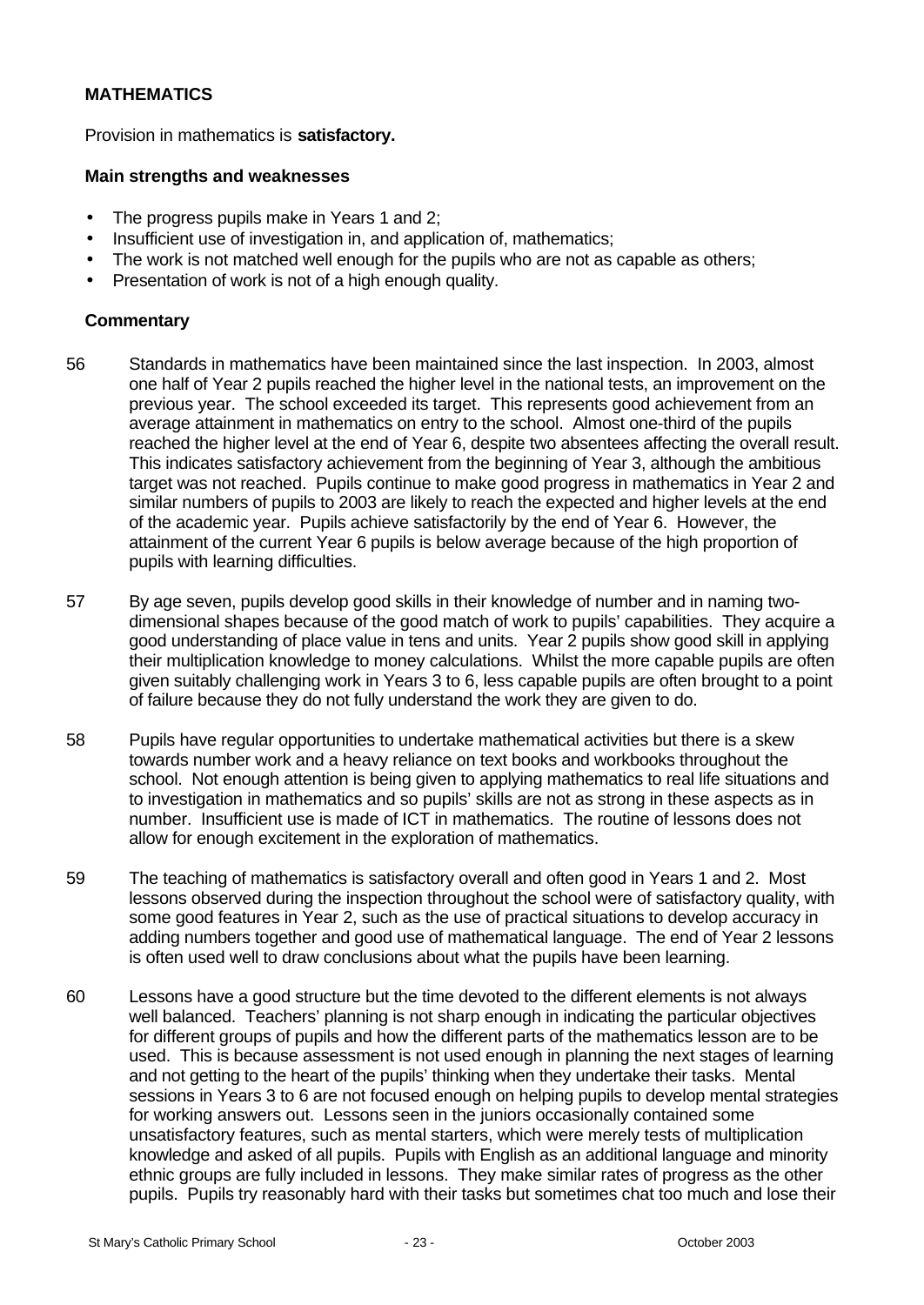### MATHEMATICS

Provision in mathematics is **satisfactory.**

#### Main strengths and weaknesses

- The progress pupils make in Years 1 and 2;
- Insufficient use of investigation in, and application of, mathematics;
- The work is not matched well enough for the pupils who are not as capable as others;
- Presentation of work is not of a high enough quality.

#### Commentary

56 Standards in mathematics have been maintained since the last inspection. In 2003, almost one half of Year 2 pupils reached the higher level in the national tests, an improvement on the previous year. The school exceeded its target. This represents good achievement from an average attainment in mathematics on entry to the school. Almost one-third of the pupils reached the higher level at the end of Year 6, despite two absentees affecting the overall result. This indicates satisfactory achievement from the beginning of Year 3, although the ambitious target was not reached. Pupils continue to make good progress in mathematics in Year 2 and similar numbers of pupils to 2003 are likely to reach the expected and higher levels at the end of the academic year. Pupils achieve satisfactorily by the end of Year 6. However, the attainment of the current Year 6 pupils is below average because of the high proportion of pupils with learning difficulties.

57 By age seven, pupils develop good skills in their knowledge of number and in naming two-dimensional shapes because of the good match of work to pupils' capabilities. They acquire a good understanding of place value in tens and units. Year 2 pupils show good skill in applying their multiplication knowledge to money calculations. Whilst the more capable pupils are often given suitably challenging work in Years 3 to 6, less capable pupils are often brought to a point of failure because they do not fully understand the work they are given to do.

58 Pupils have regular opportunities to undertake mathematical activities but there is a skew towards number work and a heavy reliance on text books and workbooks throughout the school. Not enough attention is being given to applying mathematics to real life situations and to investigation in mathematics and so pupils' skills are not as strong in these aspects as in number. Insufficient use is made of ICT in mathematics. The routine of lessons does not allow for enough excitement in the exploration of mathematics.

59 The teaching of mathematics is satisfactory overall and often good in Years 1 and 2. Most lessons observed during the inspection throughout the school were of satisfactory quality, with some good features in Year 2, such as the use of practical situations to develop accuracy in adding numbers together and good use of mathematical language. The end of Year 2 lessons is often used well to draw conclusions about what the pupils have been learning.

60 Lessons have a good structure but the time devoted to the different elements is not always well balanced. Teachers' planning is not sharp enough in indicating the particular objectives for different groups of pupils and how the different parts of the mathematics lesson are to be used. This is because assessment is not used enough in planning the next stages of learning and not getting to the heart of the pupils' thinking when they undertake their tasks. Mental sessions in Years 3 to 6 are not focused enough on helping pupils to develop mental strategies for working answers out. Lessons seen in the juniors occasionally contained some unsatisfactory features, such as mental starters, which were merely tests of multiplication knowledge and asked of all pupils. Pupils with English as an additional language and minority ethnic groups are fully included in lessons. They make similar rates of progress as the other pupils. Pupils try reasonably hard with their tasks but sometimes chat too much and lose their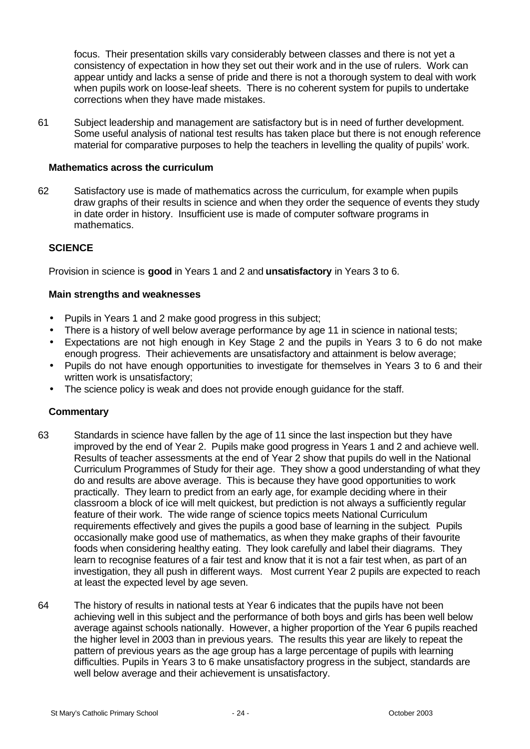focus. Their presentation skills vary considerably between classes and there is not yet a consistency of expectation in how they set out their work and in the use of rulers. Work can appear untidy and lacks a sense of pride and there is not a thorough system to deal with work when pupils work on loose-leaf sheets. There is no coherent system for pupils to undertake corrections when they have made mistakes.

61 Subject leadership and management are satisfactory but is in need of further development. Some useful analysis of national test results has taken place but there is not enough reference material for comparative purposes to help the teachers in levelling the quality of pupils' work.

### Mathematics across the curriculum

62 Satisfactory use is made of mathematics across the curriculum, for example when pupils draw graphs of their results in science and when they order the sequence of events they study in date order in history. Insufficient use is made of computer software programs in mathematics.

## SCIENCE

Provision in science is **good** in Years 1 and 2 and **unsatisfactory** in Years 3 to 6.

### Main strengths and weaknesses

- Pupils in Years 1 and 2 make good progress in this subject;
- There is a history of well below average performance by age 11 in science in national tests;
- Expectations are not high enough in Key Stage 2 and the pupils in Years 3 to 6 do not make enough progress. Their achievements are unsatisfactory and attainment is below average;
- Pupils do not have enough opportunities to investigate for themselves in Years 3 to 6 and their written work is unsatisfactory;
- The science policy is weak and does not provide enough guidance for the staff.

### Commentary

63 Standards in science have fallen by the age of 11 since the last inspection but they have improved by the end of Year 2. Pupils make good progress in Years 1 and 2 and achieve well. Results of teacher assessments at the end of Year 2 show that pupils do well in the National Curriculum Programmes of Study for their age. They show a good understanding of what they do and results are above average. This is because they have good opportunities to work practically. They learn to predict from an early age, for example deciding where in their classroom a block of ice will melt quickest, but prediction is not always a sufficiently regular feature of their work. The wide range of science topics meets National Curriculum requirements effectively and gives the pupils a good base of learning in the subject. Pupils occasionally make good use of mathematics, as when they make graphs of their favourite foods when considering healthy eating. They look carefully and label their diagrams. They learn to recognise features of a fair test and know that it is not a fair test when, as part of an investigation, they all push in different ways. Most current Year 2 pupils are expected to reach at least the expected level by age seven.

64 The history of results in national tests at Year 6 indicates that the pupils have not been achieving well in this subject and the performance of both boys and girls has been well below average against schools nationally. However, a higher proportion of the Year 6 pupils reached the higher level in 2003 than in previous years. The results this year are likely to repeat the pattern of previous years as the age group has a large percentage of pupils with learning difficulties. Pupils in Years 3 to 6 make unsatisfactory progress in the subject, standards are well below average and their achievement is unsatisfactory.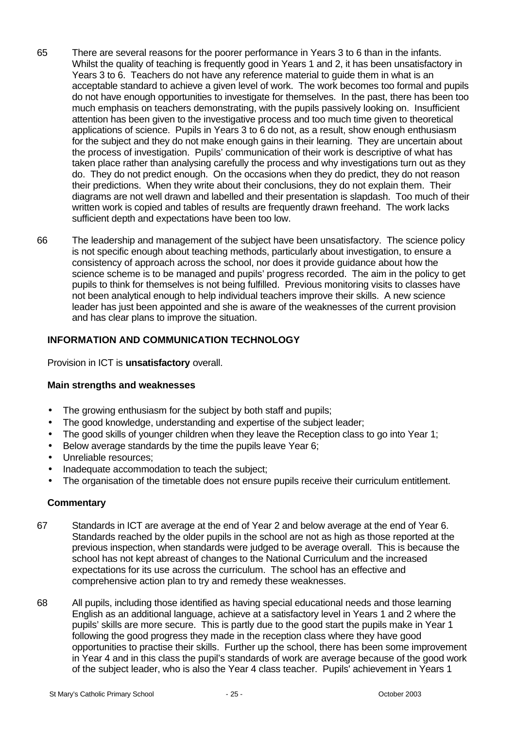65 There are several reasons for the poorer performance in Years 3 to 6 than in the infants. Whilst the quality of teaching is frequently good in Years 1 and 2, it has been unsatisfactory in Years 3 to 6. Teachers do not have any reference material to guide them in what is an acceptable standard to achieve a given level of work. The work becomes too formal and pupils do not have enough opportunities to investigate for themselves. In the past, there has been too much emphasis on teachers demonstrating, with the pupils passively looking on. Insufficient attention has been given to the investigative process and too much time given to theoretical applications of science. Pupils in Years 3 to 6 do not, as a result, show enough enthusiasm for the subject and they do not make enough gains in their learning. They are uncertain about the process of investigation. Pupils' communication of their work is descriptive of what has taken place rather than analysing carefully the process and why investigations turn out as they do. They do not predict enough. On the occasions when they do predict, they do not reason their predictions. When they write about their conclusions, they do not explain them. Their diagrams are not well drawn and labelled and their presentation is slapdash. Too much of their written work is copied and tables of results are frequently drawn freehand. The work lacks sufficient depth and expectations have been too low.

66 The leadership and management of the subject have been unsatisfactory. The science policy is not specific enough about teaching methods, particularly about investigation, to ensure a consistency of approach across the school, nor does it provide guidance about how the science scheme is to be managed and pupils' progress recorded. The aim in the policy to get pupils to think for themselves is not being fulfilled. Previous monitoring visits to classes have not been analytical enough to help individual teachers improve their skills. A new science leader has just been appointed and she is aware of the weaknesses of the current provision and has clear plans to improve the situation.

## INFORMATION AND COMMUNICATION TECHNOLOGY

Provision in ICT is **unsatisfactory** overall.

### Main strengths and weaknesses

- The growing enthusiasm for the subject by both staff and pupils;
- The good knowledge, understanding and expertise of the subject leader;
- The good skills of younger children when they leave the Reception class to go into Year 1;
- Below average standards by the time the pupils leave Year 6;
- Unreliable resources;
- Inadequate accommodation to teach the subject;
- The organisation of the timetable does not ensure pupils receive their curriculum entitlement.

### Commentary

67 Standards in ICT are average at the end of Year 2 and below average at the end of Year 6. Standards reached by the older pupils in the school are not as high as those reported at the previous inspection, when standards were judged to be average overall. This is because the school has not kept abreast of changes to the National Curriculum and the increased expectations for its use across the curriculum. The school has an effective and comprehensive action plan to try and remedy these weaknesses.

68 All pupils, including those identified as having special educational needs and those learning English as an additional language, achieve at a satisfactory level in Years 1 and 2 where the pupils' skills are more secure. This is partly due to the good start the pupils make in Year 1 following the good progress they made in the reception class where they have good opportunities to practise their skills. Further up the school, there has been some improvement in Year 4 and in this class the pupil's standards of work are average because of the good work of the subject leader, who is also the Year 4 class teacher. Pupils' achievement in Years 1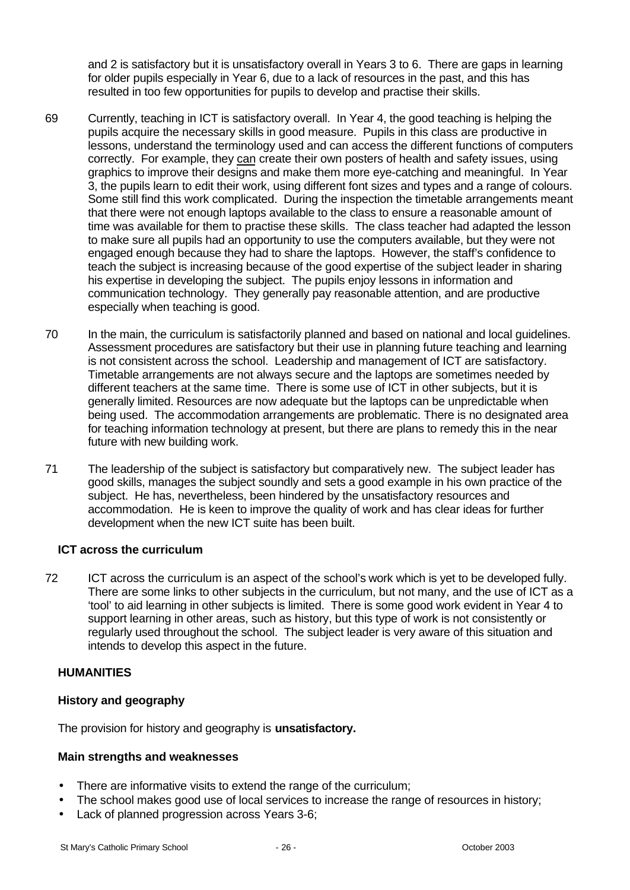and 2 is satisfactory but it is unsatisfactory overall in Years 3 to 6. There are gaps in learning for older pupils especially in Year 6, due to a lack of resources in the past, and this has resulted in too few opportunities for pupils to develop and practise their skills.

69 Currently, teaching in ICT is satisfactory overall. In Year 4, the good teaching is helping the pupils acquire the necessary skills in good measure. Pupils in this class are productive in lessons, understand the terminology used and can access the different functions of computers correctly. For example, they can create their own posters of health and safety issues, using graphics to improve their designs and make them more eye-catching and meaningful. In Year 3, the pupils learn to edit their work, using different font sizes and types and a range of colours. Some still find this work complicated. During the inspection the timetable arrangements meant that there were not enough laptops available to the class to ensure a reasonable amount of time was available for them to practise these skills. The class teacher had adapted the lesson to make sure all pupils had an opportunity to use the computers available, but they were not engaged enough because they had to share the laptops. However, the staff's confidence to teach the subject is increasing because of the good expertise of the subject leader in sharing his expertise in developing the subject. The pupils enjoy lessons in information and communication technology. They generally pay reasonable attention, and are productive especially when teaching is good.

70 In the main, the curriculum is satisfactorily planned and based on national and local guidelines. Assessment procedures are satisfactory but their use in planning future teaching and learning is not consistent across the school. Leadership and management of ICT are satisfactory. Timetable arrangements are not always secure and the laptops are sometimes needed by different teachers at the same time. There is some use of ICT in other subjects, but it is generally limited. Resources are now adequate but the laptops can be unpredictable when being used. The accommodation arrangements are problematic. There is no designated area for teaching information technology at present, but there are plans to remedy this in the near future with new building work.

71 The leadership of the subject is satisfactory but comparatively new. The subject leader has good skills, manages the subject soundly and sets a good example in his own practice of the subject. He has, nevertheless, been hindered by the unsatisfactory resources and accommodation. He is keen to improve the quality of work and has clear ideas for further development when the new ICT suite has been built.

### ICT across the curriculum

72 ICT across the curriculum is an aspect of the school's work which is yet to be developed fully. There are some links to other subjects in the curriculum, but not many, and the use of ICT as a 'tool' to aid learning in other subjects is limited. There is some good work evident in Year 4 to support learning in other areas, such as history, but this type of work is not consistently or regularly used throughout the school. The subject leader is very aware of this situation and intends to develop this aspect in the future.

## HUMANITIES

### History and geography

The provision for history and geography is **unsatisfactory.**

### Main strengths and weaknesses

- There are informative visits to extend the range of the curriculum;
- The school makes good use of local services to increase the range of resources in history;
- Lack of planned progression across Years 3-6;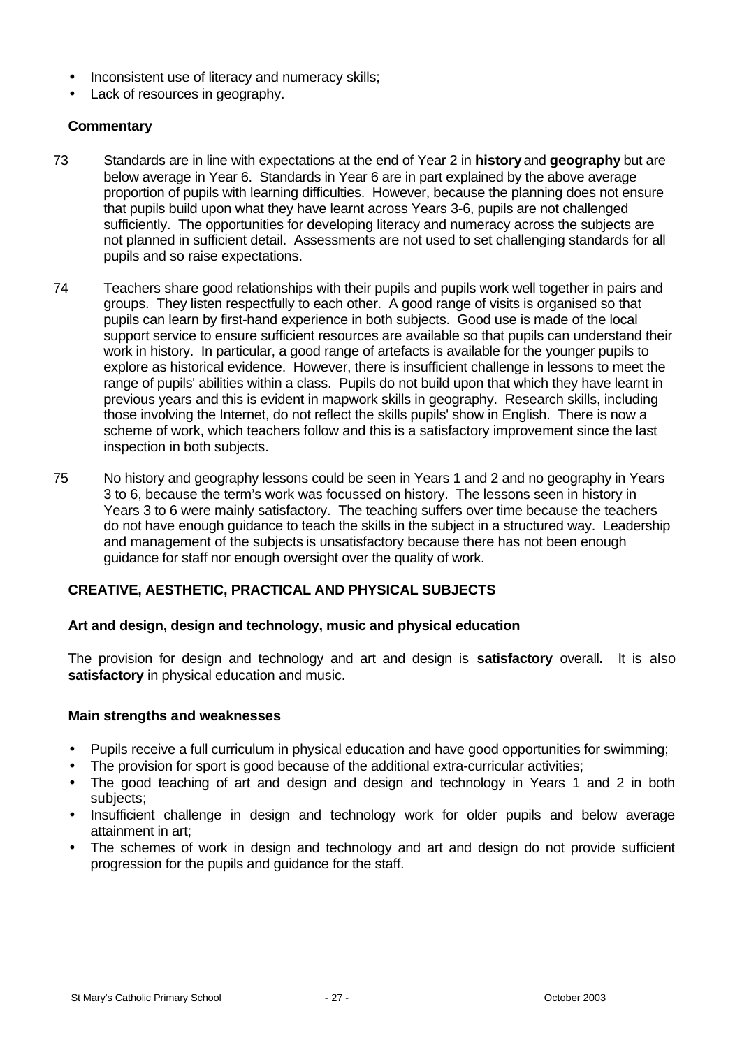- Inconsistent use of literacy and numeracy skills;
- Lack of resources in geography.

### Commentary

73 Standards are in line with expectations at the end of Year 2 in **history** and **geography** but are below average in Year 6. Standards in Year 6 are in part explained by the above average proportion of pupils with learning difficulties. However, because the planning does not ensure that pupils build upon what they have learnt across Years 3-6, pupils are not challenged sufficiently. The opportunities for developing literacy and numeracy across the subjects are not planned in sufficient detail. Assessments are not used to set challenging standards for all pupils and so raise expectations.

74 Teachers share good relationships with their pupils and pupils work well together in pairs and groups. They listen respectfully to each other. A good range of visits is organised so that pupils can learn by first-hand experience in both subjects. Good use is made of the local support service to ensure sufficient resources are available so that pupils can understand their work in history. In particular, a good range of artefacts is available for the younger pupils to explore as historical evidence. However, there is insufficient challenge in lessons to meet the range of pupils' abilities within a class. Pupils do not build upon that which they have learnt in previous years and this is evident in mapwork skills in geography. Research skills, including those involving the Internet, do not reflect the skills pupils' show in English. There is now a scheme of work, which teachers follow and this is a satisfactory improvement since the last inspection in both subjects.

75 No history and geography lessons could be seen in Years 1 and 2 and no geography in Years 3 to 6, because the term's work was focussed on history. The lessons seen in history in Years 3 to 6 were mainly satisfactory. The teaching suffers over time because the teachers do not have enough guidance to teach the skills in the subject in a structured way. Leadership and management of the subjects is unsatisfactory because there has not been enough guidance for staff nor enough oversight over the quality of work.

## CREATIVE, AESTHETIC, PRACTICAL AND PHYSICAL SUBJECTS

### Art and design, design and technology, music and physical education

The provision for design and technology and art and design is **satisfactory** overall**.** It is also **satisfactory** in physical education and music.

### Main strengths and weaknesses

- Pupils receive a full curriculum in physical education and have good opportunities for swimming;
- The provision for sport is good because of the additional extra-curricular activities;
- The good teaching of art and design and design and technology in Years 1 and 2 in both subjects;
- Insufficient challenge in design and technology work for older pupils and below average attainment in art;
- The schemes of work in design and technology and art and design do not provide sufficient progression for the pupils and guidance for the staff.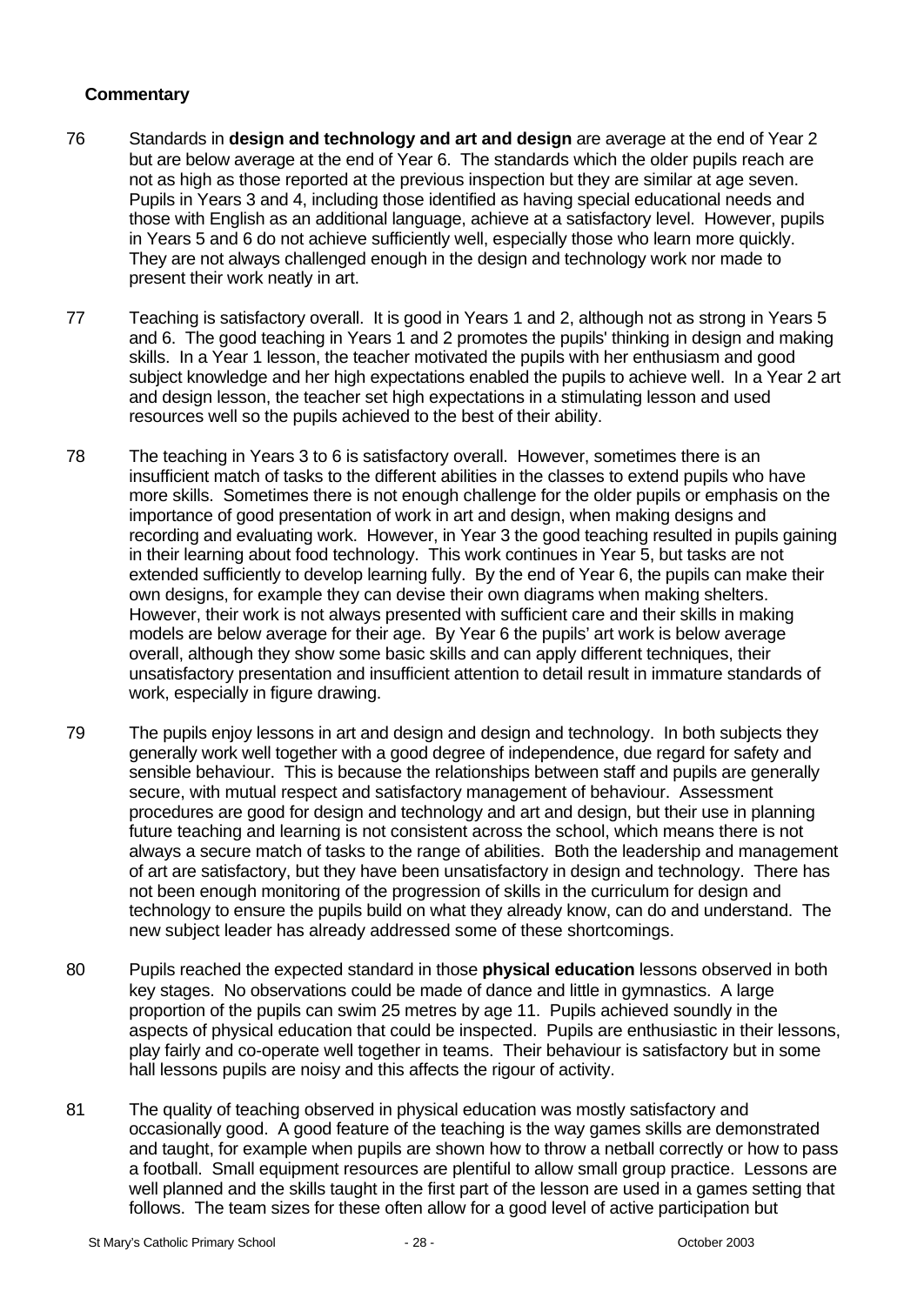**Commentary**

76 Standards in **design and technology and art and design** are average at the end of Year 2 but are below average at the end of Year 6. The standards which the older pupils reach are not as high as those reported at the previous inspection but they are similar at age seven. Pupils in Years 3 and 4, including those identified as having special educational needs and those with English as an additional language, achieve at a satisfactory level. However, pupils in Years 5 and 6 do not achieve sufficiently well, especially those who learn more quickly. They are not always challenged enough in the design and technology work nor made to present their work neatly in art.

77 Teaching is satisfactory overall. It is good in Years 1 and 2, although not as strong in Years 5 and 6. The good teaching in Years 1 and 2 promotes the pupils' thinking in design and making skills. In a Year 1 lesson, the teacher motivated the pupils with her enthusiasm and good subject knowledge and her high expectations enabled the pupils to achieve well. In a Year 2 art and design lesson, the teacher set high expectations in a stimulating lesson and used resources well so the pupils achieved to the best of their ability.

78 The teaching in Years 3 to 6 is satisfactory overall. However, sometimes there is an insufficient match of tasks to the different abilities in the classes to extend pupils who have more skills. Sometimes there is not enough challenge for the older pupils or emphasis on the importance of good presentation of work in art and design, when making designs and recording and evaluating work. However, in Year 3 the good teaching resulted in pupils gaining in their learning about food technology. This work continues in Year 5, but tasks are not extended sufficiently to develop learning fully. By the end of Year 6, the pupils can make their own designs, for example they can devise their own diagrams when making shelters. However, their work is not always presented with sufficient care and their skills in making models are below average for their age. By Year 6 the pupils' art work is below average overall, although they show some basic skills and can apply different techniques, their unsatisfactory presentation and insufficient attention to detail result in immature standards of work, especially in figure drawing.

79 The pupils enjoy lessons in art and design and design and technology. In both subjects they generally work well together with a good degree of independence, due regard for safety and sensible behaviour. This is because the relationships between staff and pupils are generally secure, with mutual respect and satisfactory management of behaviour. Assessment procedures are good for design and technology and art and design, but their use in planning future teaching and learning is not consistent across the school, which means there is not always a secure match of tasks to the range of abilities. Both the leadership and management of art are satisfactory, but they have been unsatisfactory in design and technology. There has not been enough monitoring of the progression of skills in the curriculum for design and technology to ensure the pupils build on what they already know, can do and understand. The new subject leader has already addressed some of these shortcomings.

80 Pupils reached the expected standard in those **physical education** lessons observed in both key stages. No observations could be made of dance and little in gymnastics. A large proportion of the pupils can swim 25 metres by age 11. Pupils achieved soundly in the aspects of physical education that could be inspected. Pupils are enthusiastic in their lessons, play fairly and co-operate well together in teams. Their behaviour is satisfactory but in some hall lessons pupils are noisy and this affects the rigour of activity.

81 The quality of teaching observed in physical education was mostly satisfactory and occasionally good. A good feature of the teaching is the way games skills are demonstrated and taught, for example when pupils are shown how to throw a netball correctly or how to pass a football. Small equipment resources are plentiful to allow small group practice. Lessons are well planned and the skills taught in the first part of the lesson are used in a games setting that follows. The team sizes for these often allow for a good level of active participation but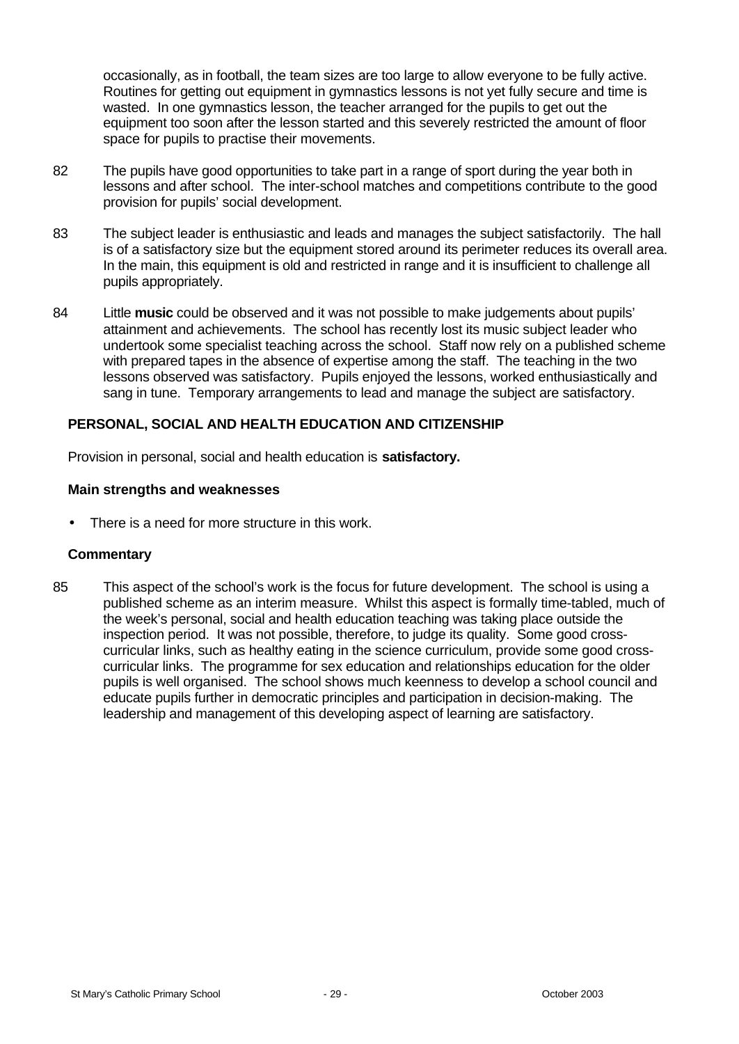occasionally, as in football, the team sizes are too large to allow everyone to be fully active. Routines for getting out equipment in gymnastics lessons is not yet fully secure and time is wasted. In one gymnastics lesson, the teacher arranged for the pupils to get out the equipment too soon after the lesson started and this severely restricted the amount of floor space for pupils to practise their movements.

82 The pupils have good opportunities to take part in a range of sport during the year both in lessons and after school. The inter-school matches and competitions contribute to the good provision for pupils' social development.

83 The subject leader is enthusiastic and leads and manages the subject satisfactorily. The hall is of a satisfactory size but the equipment stored around its perimeter reduces its overall area. In the main, this equipment is old and restricted in range and it is insufficient to challenge all pupils appropriately.

84 Little **music** could be observed and it was not possible to make judgements about pupils' attainment and achievements. The school has recently lost its music subject leader who undertook some specialist teaching across the school. Staff now rely on a published scheme with prepared tapes in the absence of expertise among the staff. The teaching in the two lessons observed was satisfactory. Pupils enjoyed the lessons, worked enthusiastically and sang in tune. Temporary arrangements to lead and manage the subject are satisfactory.

### PERSONAL, SOCIAL AND HEALTH EDUCATION AND CITIZENSHIP

Provision in personal, social and health education is **satisfactory.**

#### Main strengths and weaknesses

- There is a need for more structure in this work.

#### Commentary

85 This aspect of the school's work is the focus for future development. The school is using a published scheme as an interim measure. Whilst this aspect is formally time-tabled, much of the week's personal, social and health education teaching was taking place outside the inspection period. It was not possible, therefore, to judge its quality. Some good cross-curricular links, such as healthy eating in the science curriculum, provide some good cross-curricular links. The programme for sex education and relationships education for the older pupils is well organised. The school shows much keenness to develop a school council and educate pupils further in democratic principles and participation in decision-making. The leadership and management of this developing aspect of learning are satisfactory.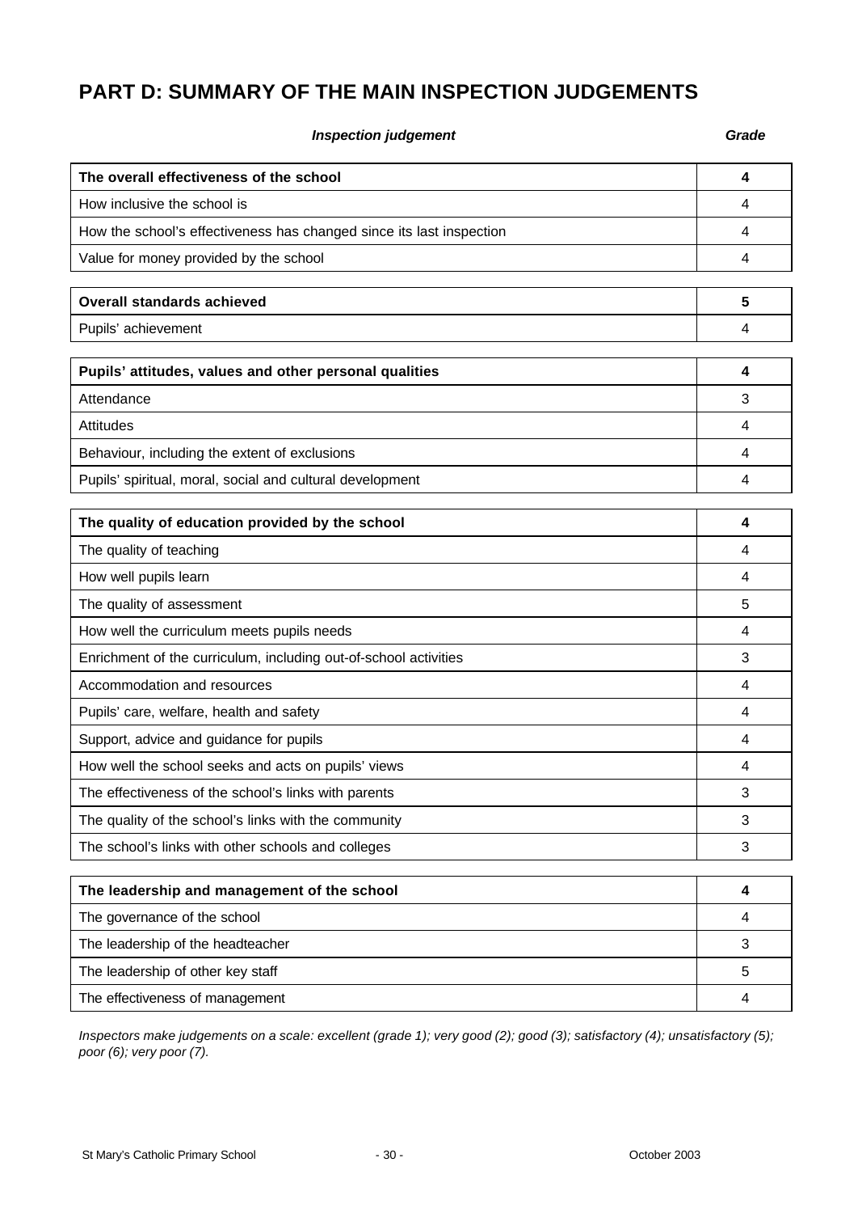# PART D: SUMMARY OF THE MAIN INSPECTION JUDGEMENTS

| ***Inspection judgement*** | ***Grade*** |
|---|---|
| **The overall effectiveness of the school** | **4** |
| How inclusive the school is | 4 |
| How the school's effectiveness has changed since its last inspection | 4 |
| Value for money provided by the school | 4 |
| **Overall standards achieved** | **5** |
| Pupils' achievement | 4 |
| **Pupils' attitudes, values and other personal qualities** | **4** |
| Attendance | 3 |
| Attitudes | 4 |
| Behaviour, including the extent of exclusions | 4 |
| Pupils' spiritual, moral, social and cultural development | 4 |
| **The quality of education provided by the school** | **4** |
| The quality of teaching | 4 |
| How well pupils learn | 4 |
| The quality of assessment | 5 |
| How well the curriculum meets pupils needs | 4 |
| Enrichment of the curriculum, including out-of-school activities | 3 |
| Accommodation and resources | 4 |
| Pupils' care, welfare, health and safety | 4 |
| Support, advice and guidance for pupils | 4 |
| How well the school seeks and acts on pupils' views | 4 |
| The effectiveness of the school's links with parents | 3 |
| The quality of the school's links with the community | 3 |
| The school's links with other schools and colleges | 3 |
| **The leadership and management of the school** | **4** |
| The governance of the school | 4 |
| The leadership of the headteacher | 3 |
| The leadership of other key staff | 5 |
| The effectiveness of management | 4 |

*Inspectors make judgements on a scale: excellent (grade 1); very good (2); good (3); satisfactory (4); unsatisfactory (5); poor (6); very poor (7).*